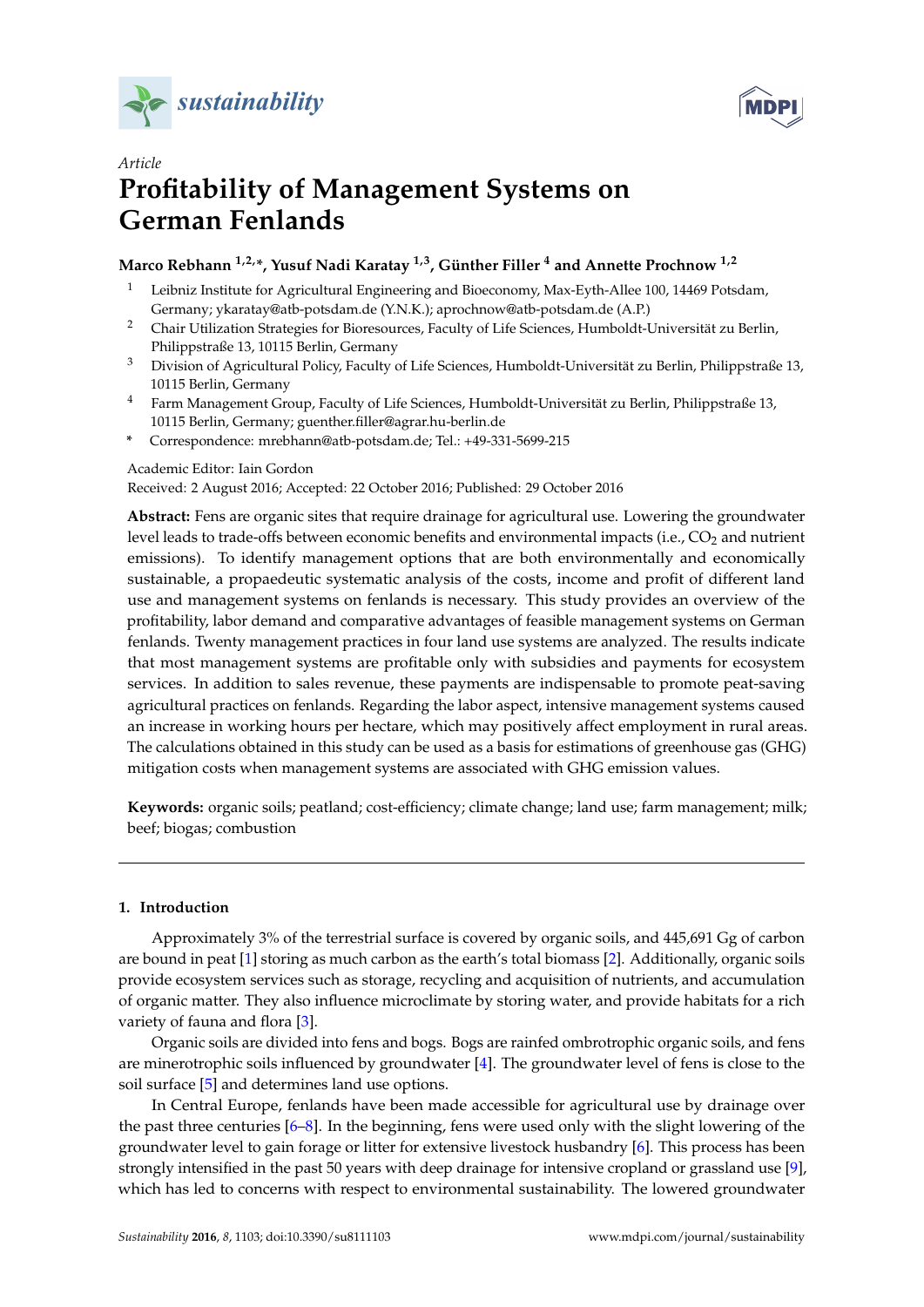*Article*

# Profitability of Management Systems on German Fenlands

**Marco Rebhann [1,2,*], Yusuf Nadi Karatay [1,3], Günther Filler [4] and Annette Prochnow [1,2]**

[1] Leibniz Institute for Agricultural Engineering and Bioeconomy, Max-Eyth-Allee 100, 14469 Potsdam, Germany; ykaratay@atb-potsdam.de (Y.N.K.); aprochnow@atb-potsdam.de (A.P.)

[2] Chair Utilization Strategies for Bioresources, Faculty of Life Sciences, Humboldt-Universität zu Berlin, Philippstraße 13, 10115 Berlin, Germany

[3] Division of Agricultural Policy, Faculty of Life Sciences, Humboldt-Universität zu Berlin, Philippstraße 13, 10115 Berlin, Germany

[4] Farm Management Group, Faculty of Life Sciences, Humboldt-Universität zu Berlin, Philippstraße 13, 10115 Berlin, Germany; guenther.filler@agrar.hu-berlin.de

* Correspondence: mrebhann@atb-potsdam.de; Tel.: +49-331-5699-215

Academic Editor: Iain Gordon

Received: 2 August 2016; Accepted: 22 October 2016; Published: 29 October 2016

**Abstract:** Fens are organic sites that require drainage for agricultural use. Lowering the groundwater level leads to trade-offs between economic benefits and environmental impacts (i.e., $CO_2$ and nutrient emissions). To identify management options that are both environmentally and economically sustainable, a propaedeutic systematic analysis of the costs, income and profit of different land use and management systems on fenlands is necessary. This study provides an overview of the profitability, labor demand and comparative advantages of feasible management systems on German fenlands. Twenty management practices in four land use systems are analyzed. The results indicate that most management systems are profitable only with subsidies and payments for ecosystem services. In addition to sales revenue, these payments are indispensable to promote peat-saving agricultural practices on fenlands. Regarding the labor aspect, intensive management systems caused an increase in working hours per hectare, which may positively affect employment in rural areas. The calculations obtained in this study can be used as a basis for estimations of greenhouse gas (GHG) mitigation costs when management systems are associated with GHG emission values.

**Keywords:** organic soils; peatland; cost-efficiency; climate change; land use; farm management; milk; beef; biogas; combustion

## 1. Introduction

Approximately 3% of the terrestrial surface is covered by organic soils, and 445,691 Gg of carbon are bound in peat [1] storing as much carbon as the earth's total biomass [2]. Additionally, organic soils provide ecosystem services such as storage, recycling and acquisition of nutrients, and accumulation of organic matter. They also influence microclimate by storing water, and provide habitats for a rich variety of fauna and flora [3].

Organic soils are divided into fens and bogs. Bogs are rainfed ombrotrophic organic soils, and fens are minerotrophic soils influenced by groundwater [4]. The groundwater level of fens is close to the soil surface [5] and determines land use options.

In Central Europe, fenlands have been made accessible for agricultural use by drainage over the past three centuries [6–8]. In the beginning, fens were used only with the slight lowering of the groundwater level to gain forage or litter for extensive livestock husbandry [6]. This process has been strongly intensified in the past 50 years with deep drainage for intensive cropland or grassland use [9], which has led to concerns with respect to environmental sustainability. The lowered groundwater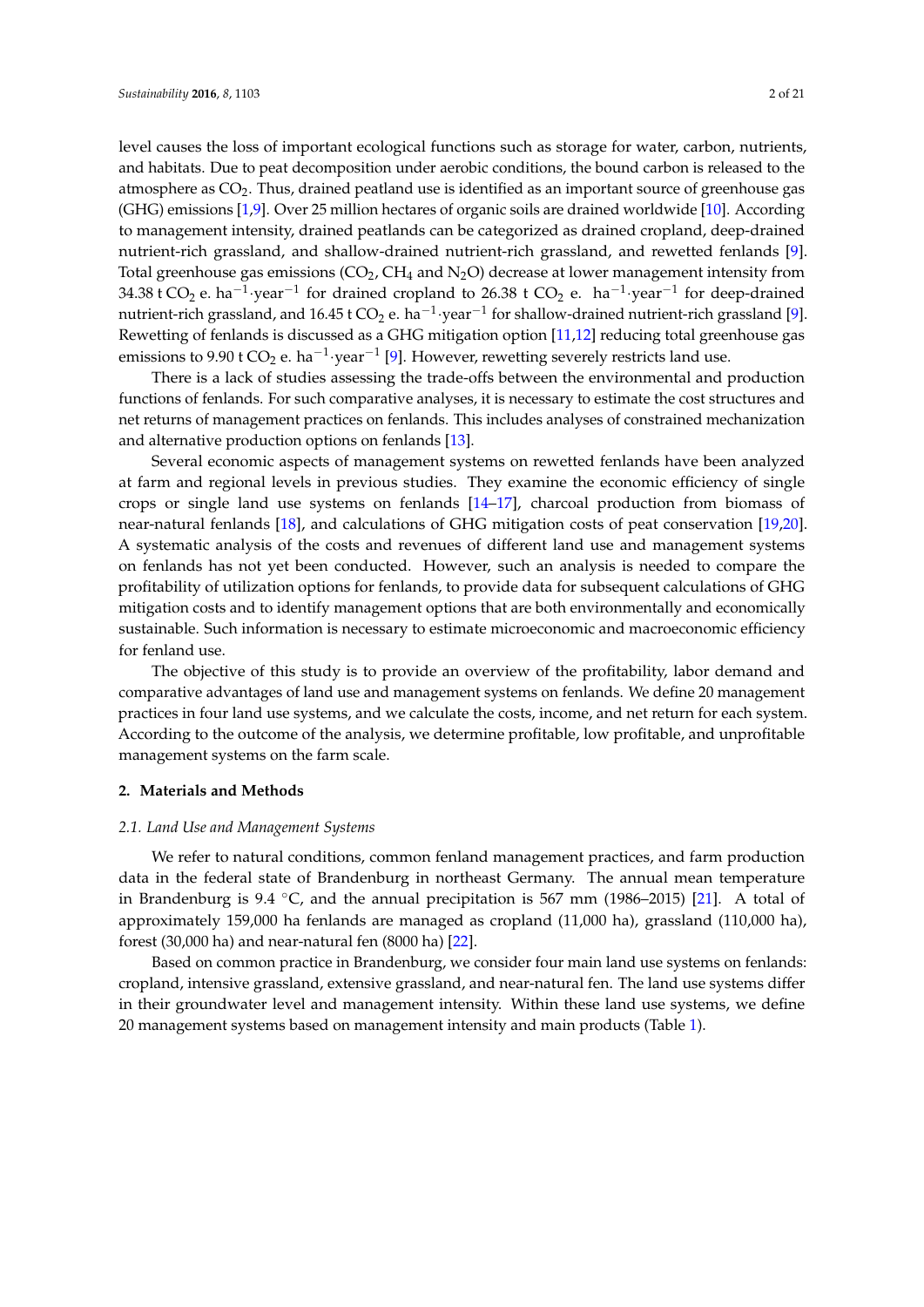level causes the loss of important ecological functions such as storage for water, carbon, nutrients, and habitats. Due to peat decomposition under aerobic conditions, the bound carbon is released to the atmosphere as $CO_2$. Thus, drained peatland use is identified as an important source of greenhouse gas (GHG) emissions [1,9]. Over 25 million hectares of organic soils are drained worldwide [10]. According to management intensity, drained peatlands can be categorized as drained cropland, deep-drained nutrient-rich grassland, and shallow-drained nutrient-rich grassland, and rewetted fenlands [9]. Total greenhouse gas emissions ($CO_2$, $CH_4$ and $N_2O$) decrease at lower management intensity from 34.38 t $CO_2$ e. $ha^{-1} \cdot year^{-1}$ for drained cropland to 26.38 t $CO_2$ e. $ha^{-1} \cdot year^{-1}$ for deep-drained nutrient-rich grassland, and 16.45 t $CO_2$ e. $ha^{-1} \cdot year^{-1}$ for shallow-drained nutrient-rich grassland [9]. Rewetting of fenlands is discussed as a GHG mitigation option [11,12] reducing total greenhouse gas emissions to 9.90 t $CO_2$ e. $ha^{-1} \cdot year^{-1}$ [9]. However, rewetting severely restricts land use.

There is a lack of studies assessing the trade-offs between the environmental and production functions of fenlands. For such comparative analyses, it is necessary to estimate the cost structures and net returns of management practices on fenlands. This includes analyses of constrained mechanization and alternative production options on fenlands [13].

Several economic aspects of management systems on rewetted fenlands have been analyzed at farm and regional levels in previous studies. They examine the economic efficiency of single crops or single land use systems on fenlands [14–17], charcoal production from biomass of near-natural fenlands [18], and calculations of GHG mitigation costs of peat conservation [19,20]. A systematic analysis of the costs and revenues of different land use and management systems on fenlands has not yet been conducted. However, such an analysis is needed to compare the profitability of utilization options for fenlands, to provide data for subsequent calculations of GHG mitigation costs and to identify management options that are both environmentally and economically sustainable. Such information is necessary to estimate microeconomic and macroeconomic efficiency for fenland use.

The objective of this study is to provide an overview of the profitability, labor demand and comparative advantages of land use and management systems on fenlands. We define 20 management practices in four land use systems, and we calculate the costs, income, and net return for each system. According to the outcome of the analysis, we determine profitable, low profitable, and unprofitable management systems on the farm scale.

## 2. Materials and Methods

### 2.1. Land Use and Management Systems

We refer to natural conditions, common fenland management practices, and farm production data in the federal state of Brandenburg in northeast Germany. The annual mean temperature in Brandenburg is 9.4 °C, and the annual precipitation is 567 mm (1986–2015) [21]. A total of approximately 159,000 ha fenlands are managed as cropland (11,000 ha), grassland (110,000 ha), forest (30,000 ha) and near-natural fen (8000 ha) [22].

Based on common practice in Brandenburg, we consider four main land use systems on fenlands: cropland, intensive grassland, extensive grassland, and near-natural fen. The land use systems differ in their groundwater level and management intensity. Within these land use systems, we define 20 management systems based on management intensity and main products (Table 1).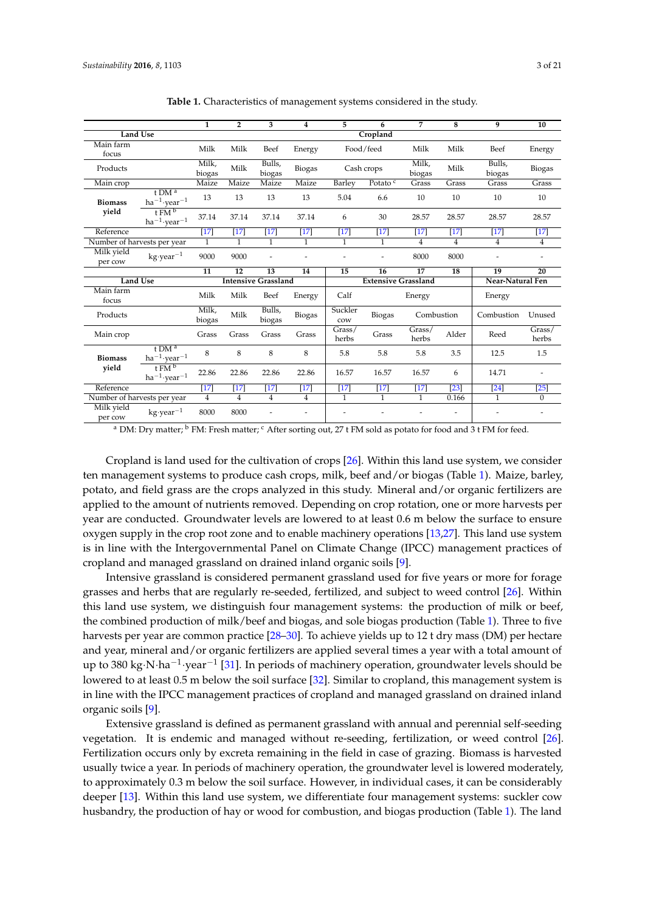**Table 1.** Characteristics of management systems considered in the study.

| | | 1 | 2 | 3 | 4 | 5 | 6 | 7 | 8 | 9 | 10 |
|---|---|---|---|---|---|---|---|---|---|---|---|
| Land Use | | Cropland | | | | | | | | | |
| Main farm focus | | Milk | Milk | Beef | Energy | Food/feed | | Milk | Milk | Beef | Energy |
| Products | | Milk, biogas | Milk | Bulls, biogas | Biogas | Cash crops | | Milk, biogas | Milk | Bulls, biogas | Biogas |
| Main crop | | Maize | Maize | Maize | Maize | Barley | Potato [c] | Grass | Grass | Grass | Grass |
| Biomass yield | t DM [a] $ha^{-1} \cdot year^{-1}$ | 13 | 13 | 13 | 13 | 5.04 | 6.6 | 10 | 10 | 10 | 10 |
| | t FM [b] $ha^{-1} \cdot year^{-1}$ | 37.14 | 37.14 | 37.14 | 37.14 | 6 | 30 | 28.57 | 28.57 | 28.57 | 28.57 |
| Reference | | [17] | [17] | [17] | [17] | [17] | [17] | [17] | [17] | [17] | [17] |
| Number of harvests per year | | 1 | 1 | 1 | 1 | 1 | 1 | 4 | 4 | 4 | 4 |
| Milk yield per cow | $kg \cdot year^{-1}$ | 9000 | 9000 | - | - | - | - | 8000 | 8000 | - | - |
| | | 11 | 12 | 13 | 14 | 15 | 16 | 17 | 18 | 19 | 20 |
| Land Use | | Intensive Grassland | | | | Extensive Grassland | | | | Near-Natural Fen | |
| Main farm focus | | Milk | Milk | Beef | Energy | Calf | Energy | | | Energy | |
| Products | | Milk, biogas | Milk | Bulls, biogas | Biogas | Suckler cow | Biogas | Combustion | | Combustion | Unused |
| Main crop | | Grass | Grass | Grass | Grass | Grass/herbs | Grass | Grass/herbs | Alder | Reed | Grass/herbs |
| Biomass yield | t DM [a] $ha^{-1} \cdot year^{-1}$ | 8 | 8 | 8 | 8 | 5.8 | 5.8 | 5.8 | 3.5 | 12.5 | 1.5 |
| | t FM [b] $ha^{-1} \cdot year^{-1}$ | 22.86 | 22.86 | 22.86 | 22.86 | 16.57 | 16.57 | 16.57 | 6 | 14.71 | - |
| Reference | | [17] | [17] | [17] | [17] | [17] | [17] | [17] | [23] | [24] | [25] |
| Number of harvests per year | | 4 | 4 | 4 | 4 | 1 | 1 | 1 | 0.166 | 1 | 0 |
| Milk yield per cow | $kg \cdot year^{-1}$ | 8000 | 8000 | - | - | - | - | - | - | - | - |

[a] DM: Dry matter; [b] FM: Fresh matter; [c] After sorting out, 27 t FM sold as potato for food and 3 t FM for feed.

Cropland is land used for the cultivation of crops [26]. Within this land use system, we consider ten management systems to produce cash crops, milk, beef and/or biogas (Table 1). Maize, barley, potato, and field grass are the crops analyzed in this study. Mineral and/or organic fertilizers are applied to the amount of nutrients removed. Depending on crop rotation, one or more harvests per year are conducted. Groundwater levels are lowered to at least 0.6 m below the surface to ensure oxygen supply in the crop root zone and to enable machinery operations [13,27]. This land use system is in line with the Intergovernmental Panel on Climate Change (IPCC) management practices of cropland and managed grassland on drained inland organic soils [9].

Intensive grassland is considered permanent grassland used for five years or more for forage grasses and herbs that are regularly re-seeded, fertilized, and subject to weed control [26]. Within this land use system, we distinguish four management systems: the production of milk or beef, the combined production of milk/beef and biogas, and sole biogas production (Table 1). Three to five harvests per year are common practice [28–30]. To achieve yields up to 12 t dry mass (DM) per hectare and year, mineral and/or organic fertilizers are applied several times a year with a total amount of up to 380 $kg \cdot N \cdot ha^{-1} \cdot year^{-1}$ [31]. In periods of machinery operation, groundwater levels should be lowered to at least 0.5 m below the soil surface [32]. Similar to cropland, this management system is in line with the IPCC management practices of cropland and managed grassland on drained inland organic soils [9].

Extensive grassland is defined as permanent grassland with annual and perennial self-seeding vegetation. It is endemic and managed without re-seeding, fertilization, or weed control [26]. Fertilization occurs only by excreta remaining in the field in case of grazing. Biomass is harvested usually twice a year. In periods of machinery operation, the groundwater level is lowered moderately, to approximately 0.3 m below the soil surface. However, in individual cases, it can be considerably deeper [13]. Within this land use system, we differentiate four management systems: suckler cow husbandry, the production of hay or wood for combustion, and biogas production (Table 1). The land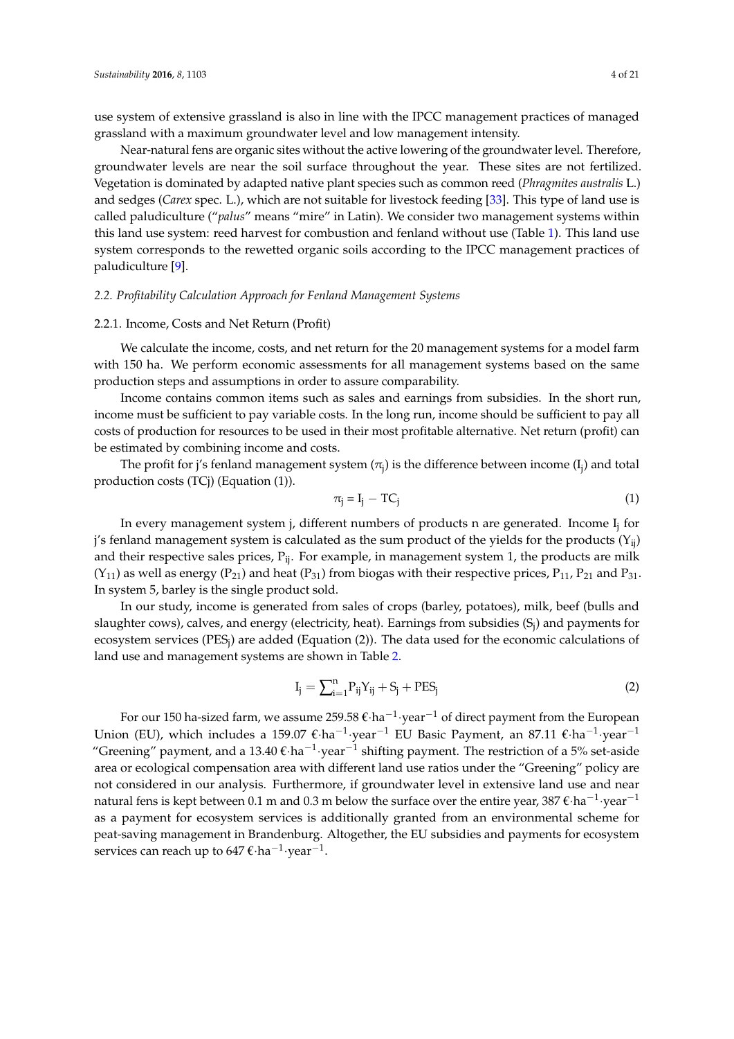use system of extensive grassland is also in line with the IPCC management practices of managed grassland with a maximum groundwater level and low management intensity.

Near-natural fens are organic sites without the active lowering of the groundwater level. Therefore, groundwater levels are near the soil surface throughout the year. These sites are not fertilized. Vegetation is dominated by adapted native plant species such as common reed (*Phragmites australis* L.) and sedges (*Carex* spec. L.), which are not suitable for livestock feeding [33]. This type of land use is called paludiculture ("*palus*" means "mire" in Latin). We consider two management systems within this land use system: reed harvest for combustion and fenland without use (Table 1). This land use system corresponds to the rewetted organic soils according to the IPCC management practices of paludiculture [9].

### 2.2. Profitability Calculation Approach for Fenland Management Systems

#### 2.2.1. Income, Costs and Net Return (Profit)

We calculate the income, costs, and net return for the 20 management systems for a model farm with 150 ha. We perform economic assessments for all management systems based on the same production steps and assumptions in order to assure comparability.

Income contains common items such as sales and earnings from subsidies. In the short run, income must be sufficient to pay variable costs. In the long run, income should be sufficient to pay all costs of production for resources to be used in their most profitable alternative. Net return (profit) can be estimated by combining income and costs.

The profit for j's fenland management system ($\pi_j$) is the difference between income ($I_j$) and total production costs (TCj) (Equation (1)).

$$\pi_j = I_j - TC_j \tag{1}$$

In every management system j, different numbers of products n are generated. Income $I_j$ for j's fenland management system is calculated as the sum product of the yields for the products ($Y_{ij}$) and their respective sales prices, $P_{ij}$. For example, in management system 1, the products are milk ($Y_{11}$) as well as energy ($P_{21}$) and heat ($P_{31}$) from biogas with their respective prices, $P_{11}$, $P_{21}$ and $P_{31}$. In system 5, barley is the single product sold.

In our study, income is generated from sales of crops (barley, potatoes), milk, beef (bulls and slaughter cows), calves, and energy (electricity, heat). Earnings from subsidies ($S_j$) and payments for ecosystem services ($PES_j$) are added (Equation (2)). The data used for the economic calculations of land use and management systems are shown in Table 2.

$$I_j = \sum_{i=1}^{n} P_{ij} Y_{ij} + S_j + PES_j \tag{2}$$

For our 150 ha-sized farm, we assume 259.58 €·ha$^{-1}$·year$^{-1}$ of direct payment from the European Union (EU), which includes a 159.07 €·ha$^{-1}$·year$^{-1}$ EU Basic Payment, an 87.11 €·ha$^{-1}$·year$^{-1}$ "Greening" payment, and a 13.40 €·ha$^{-1}$·year$^{-1}$ shifting payment. The restriction of a 5% set-aside area or ecological compensation area with different land use ratios under the "Greening" policy are not considered in our analysis. Furthermore, if groundwater level in extensive land use and near natural fens is kept between 0.1 m and 0.3 m below the surface over the entire year, 387 €·ha$^{-1}$·year$^{-1}$ as a payment for ecosystem services is additionally granted from an environmental scheme for peat-saving management in Brandenburg. Altogether, the EU subsidies and payments for ecosystem services can reach up to 647 €·ha$^{-1}$·year$^{-1}$.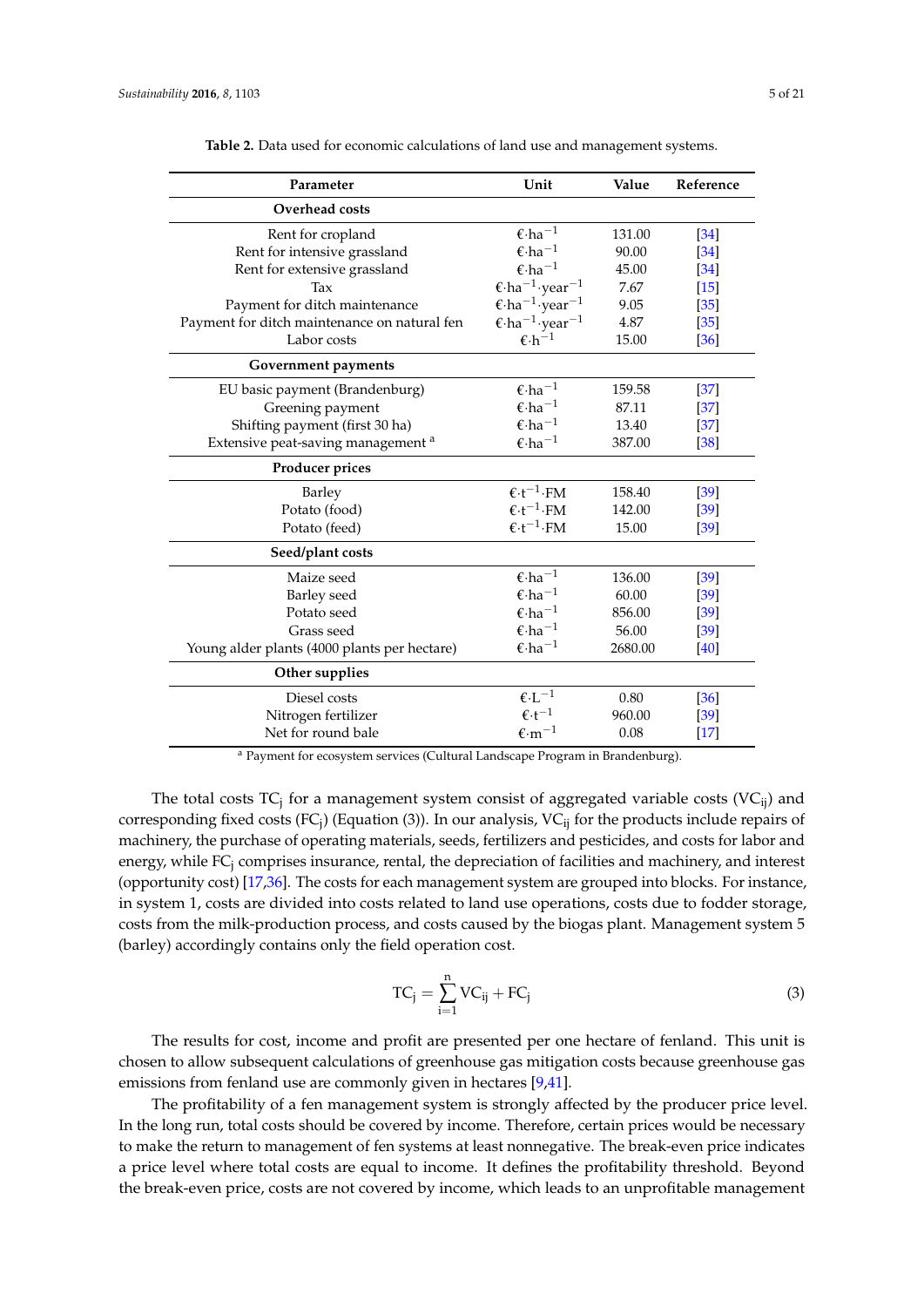**Table 2.** Data used for economic calculations of land use and management systems.

| Parameter | Unit | Value | Reference |
|---|---|---|---|
| **Overhead costs** | | | |
| Rent for cropland | $€·ha^{-1}$ | 131.00 | [34] |
| Rent for intensive grassland | $€·ha^{-1}$ | 90.00 | [34] |
| Rent for extensive grassland | $€·ha^{-1}$ | 45.00 | [34] |
| Tax | $€·ha^{-1}·year^{-1}$ | 7.67 | [15] |
| Payment for ditch maintenance | $€·ha^{-1}·year^{-1}$ | 9.05 | [35] |
| Payment for ditch maintenance on natural fen | $€·ha^{-1}·year^{-1}$ | 4.87 | [35] |
| Labor costs | $€·h^{-1}$ | 15.00 | [36] |
| **Government payments** | | | |
| EU basic payment (Brandenburg) | $€·ha^{-1}$ | 159.58 | [37] |
| Greening payment | $€·ha^{-1}$ | 87.11 | [37] |
| Shifting payment (first 30 ha) | $€·ha^{-1}$ | 13.40 | [37] |
| Extensive peat-saving management [a] | $€·ha^{-1}$ | 387.00 | [38] |
| **Producer prices** | | | |
| Barley | $€·t^{-1}·FM$ | 158.40 | [39] |
| Potato (food) | $€·t^{-1}·FM$ | 142.00 | [39] |
| Potato (feed) | $€·t^{-1}·FM$ | 15.00 | [39] |
| **Seed/plant costs** | | | |
| Maize seed | $€·ha^{-1}$ | 136.00 | [39] |
| Barley seed | $€·ha^{-1}$ | 60.00 | [39] |
| Potato seed | $€·ha^{-1}$ | 856.00 | [39] |
| Grass seed | $€·ha^{-1}$ | 56.00 | [39] |
| Young alder plants (4000 plants per hectare) | $€·ha^{-1}$ | 2680.00 | [40] |
| **Other supplies** | | | |
| Diesel costs | $€·L^{-1}$ | 0.80 | [36] |
| Nitrogen fertilizer | $€·t^{-1}$ | 960.00 | [39] |
| Net for round bale | $€·m^{-1}$ | 0.08 | [17] |

[a] Payment for ecosystem services (Cultural Landscape Program in Brandenburg).

The total costs $TC_j$ for a management system consist of aggregated variable costs ($VC_{ij}$) and corresponding fixed costs ($FC_j$) (Equation (3)). In our analysis, $VC_{ij}$ for the products include repairs of machinery, the purchase of operating materials, seeds, fertilizers and pesticides, and costs for labor and energy, while $FC_j$ comprises insurance, rental, the depreciation of facilities and machinery, and interest (opportunity cost) [17,36]. The costs for each management system are grouped into blocks. For instance, in system 1, costs are divided into costs related to land use operations, costs due to fodder storage, costs from the milk-production process, and costs caused by the biogas plant. Management system 5 (barley) accordingly contains only the field operation cost.

$$TC_j = \sum_{i=1}^{n} VC_{ij} + FC_j \tag{3}$$

The results for cost, income and profit are presented per one hectare of fenland. This unit is chosen to allow subsequent calculations of greenhouse gas mitigation costs because greenhouse gas emissions from fenland use are commonly given in hectares [9,41].

The profitability of a fen management system is strongly affected by the producer price level. In the long run, total costs should be covered by income. Therefore, certain prices would be necessary to make the return to management of fen systems at least nonnegative. The break-even price indicates a price level where total costs are equal to income. It defines the profitability threshold. Beyond the break-even price, costs are not covered by income, which leads to an unprofitable management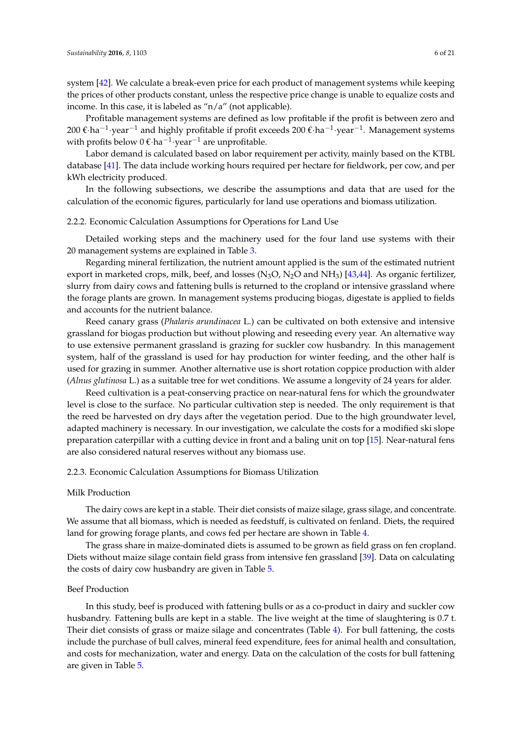system [42]. We calculate a break-even price for each product of management systems while keeping the prices of other products constant, unless the respective price change is unable to equalize costs and income. In this case, it is labeled as "n/a" (not applicable).

Profitable management systems are defined as low profitable if the profit is between zero and 200 $€·ha^{-1}·year^{-1}$ and highly profitable if profit exceeds 200 $€·ha^{-1}·year^{-1}$. Management systems with profits below 0 $€·ha^{-1}·year^{-1}$ are unprofitable.

Labor demand is calculated based on labor requirement per activity, mainly based on the KTBL database [41]. The data include working hours required per hectare for fieldwork, per cow, and per kWh electricity produced.

In the following subsections, we describe the assumptions and data that are used for the calculation of the economic figures, particularly for land use operations and biomass utilization.

#### 2.2.2. Economic Calculation Assumptions for Operations for Land Use

Detailed working steps and the machinery used for the four land use systems with their 20 management systems are explained in Table 3.

Regarding mineral fertilization, the nutrient amount applied is the sum of the estimated nutrient export in marketed crops, milk, beef, and losses ($N_3O$, $N_2O$ and $NH_3$) [43,44]. As organic fertilizer, slurry from dairy cows and fattening bulls is returned to the cropland or intensive grassland where the forage plants are grown. In management systems producing biogas, digestate is applied to fields and accounts for the nutrient balance.

Reed canary grass (*Phalaris arundinacea* L.) can be cultivated on both extensive and intensive grassland for biogas production but without plowing and reseeding every year. An alternative way to use extensive permanent grassland is grazing for suckler cow husbandry. In this management system, half of the grassland is used for hay production for winter feeding, and the other half is used for grazing in summer. Another alternative use is short rotation coppice production with alder (*Alnus glutinosa* L.) as a suitable tree for wet conditions. We assume a longevity of 24 years for alder.

Reed cultivation is a peat-conserving practice on near-natural fens for which the groundwater level is close to the surface. No particular cultivation step is needed. The only requirement is that the reed be harvested on dry days after the vegetation period. Due to the high groundwater level, adapted machinery is necessary. In our investigation, we calculate the costs for a modified ski slope preparation caterpillar with a cutting device in front and a baling unit on top [15]. Near-natural fens are also considered natural reserves without any biomass use.

#### 2.2.3. Economic Calculation Assumptions for Biomass Utilization

Milk Production

The dairy cows are kept in a stable. Their diet consists of maize silage, grass silage, and concentrate. We assume that all biomass, which is needed as feedstuff, is cultivated on fenland. Diets, the required land for growing forage plants, and cows fed per hectare are shown in Table 4.

The grass share in maize-dominated diets is assumed to be grown as field grass on fen cropland. Diets without maize silage contain field grass from intensive fen grassland [39]. Data on calculating the costs of dairy cow husbandry are given in Table 5.

Beef Production

In this study, beef is produced with fattening bulls or as a co-product in dairy and suckler cow husbandry. Fattening bulls are kept in a stable. The live weight at the time of slaughtering is 0.7 t. Their diet consists of grass or maize silage and concentrates (Table 4). For bull fattening, the costs include the purchase of bull calves, mineral feed expenditure, fees for animal health and consultation, and costs for mechanization, water and energy. Data on the calculation of the costs for bull fattening are given in Table 5.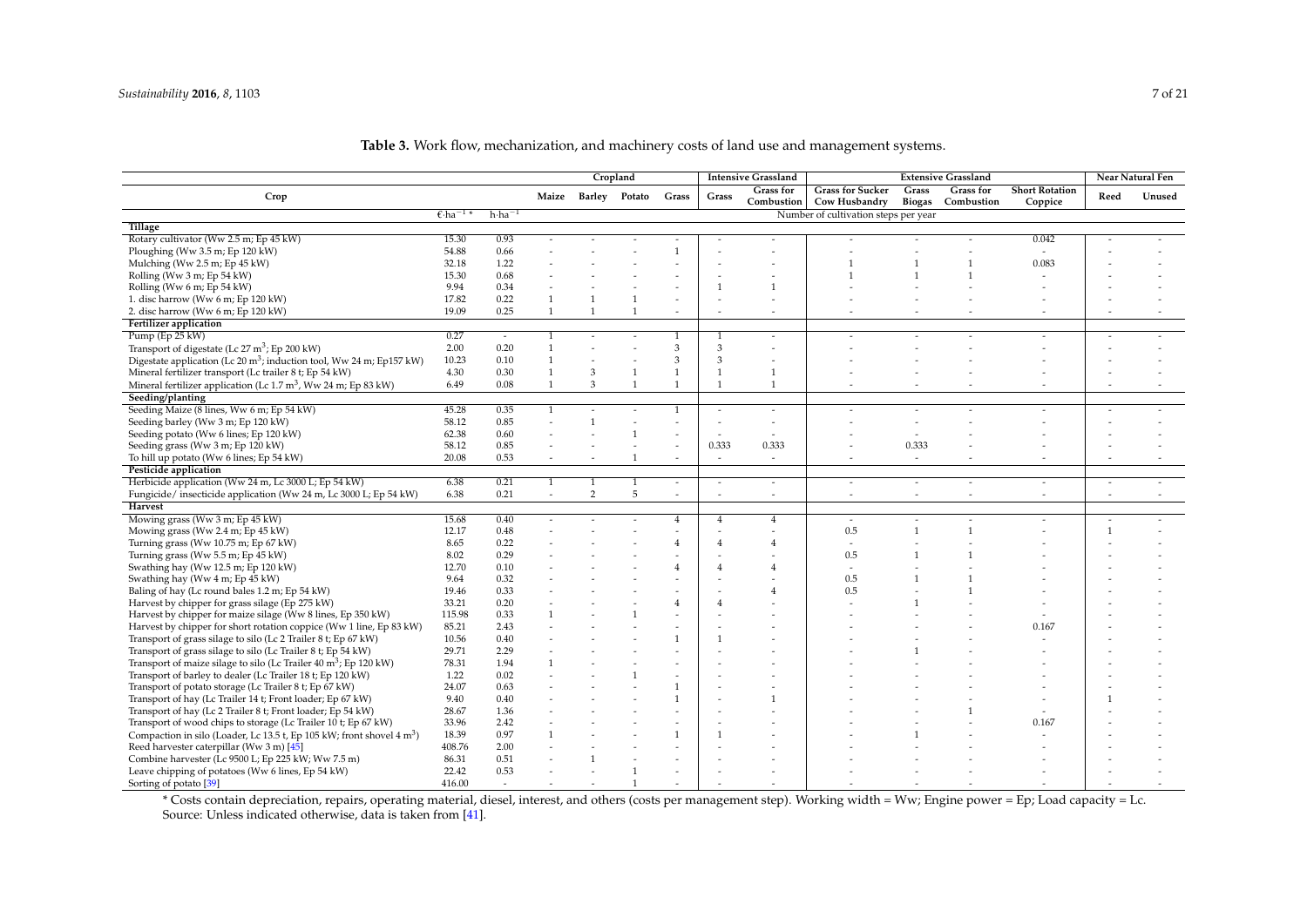**Table 3.** Work flow, mechanization, and machinery costs of land use and management systems.

| | | | Cropland | | | | Intensive Grassland | | Extensive Grassland | | | | Near Natural Fen | |
|---|---|---|---|---|---|---|---|---|---|---|---|---|---|---|
| Crop | | | Maize | Barley | Potato | Grass | Grass | Grass for Combustion | Grass for Sucker Cow Husbandry | Grass Biogas | Grass for Combustion | Short Rotation Coppice | Reed | Unused |
| | €·ha$^{-1}$ * | h·ha$^{-1}$ | Number of cultivation steps per year | | | | | | | | | | | |
| **Tillage** | | | | | | | | | | | | | | |
| Rotary cultivator (Ww 2.5 m; Ep 45 kW) | 15.30 | 0.93 | - | - | - | - | - | - | - | - | - | 0.042 | - | - |
| Ploughing (Ww 3.5 m; Ep 120 kW) | 54.88 | 0.66 | - | - | - | 1 | - | - | - | - | - | - | - | - |
| Mulching (Ww 2.5 m; Ep 45 kW) | 32.18 | 1.22 | - | - | - | - | - | - | 1 | 1 | 1 | 0.083 | - | - |
| Rolling (Ww 3 m; Ep 54 kW) | 15.30 | 0.68 | - | - | - | - | - | - | 1 | 1 | 1 | - | - | - |
| Rolling (Ww 6 m; Ep 54 kW) | 9.94 | 0.34 | - | - | - | - | 1 | 1 | - | - | - | - | - | - |
| 1. disc harrow (Ww 6 m; Ep 120 kW) | 17.82 | 0.22 | 1 | 1 | 1 | - | - | - | - | - | - | - | - | - |
| 2. disc harrow (Ww 6 m; Ep 120 kW) | 19.09 | 0.25 | 1 | 1 | 1 | - | - | - | - | - | - | - | - | - |
| **Fertilizer application** | | | | | | | | | | | | | | |
| Pump (Ep 25 kW) | 0.27 | - | 1 | - | - | 1 | 1 | - | - | - | - | - | - | - |
| Transport of digestate (Lc 27 m$^3$; Ep 200 kW) | 2.00 | 0.20 | 1 | - | - | 3 | 3 | - | - | - | - | - | - | - |
| Digestate application (Lc 20 m$^3$; induction tool, Ww 24 m; Ep157 kW) | 10.23 | 0.10 | 1 | - | - | 3 | 3 | - | - | - | - | - | - | - |
| Mineral fertilizer transport (Lc trailer 8 t; Ep 54 kW) | 4.30 | 0.30 | 1 | 3 | 1 | 1 | 1 | 1 | - | - | - | - | - | - |
| Mineral fertilizer application (Lc 1.7 m$^3$, Ww 24 m; Ep 83 kW) | 6.49 | 0.08 | 1 | 3 | 1 | 1 | 1 | 1 | - | - | - | - | - | - |
| **Seeding/planting** | | | | | | | | | | | | | | |
| Seeding Maize (8 lines, Ww 6 m; Ep 54 kW) | 45.28 | 0.35 | 1 | - | - | 1 | - | - | - | - | - | - | - | - |
| Seeding barley (Ww 3 m; Ep 120 kW) | 58.12 | 0.85 | - | 1 | - | - | - | - | - | - | - | - | - | - |
| Seeding potato (Ww 6 lines; Ep 120 kW) | 62.38 | 0.60 | - | - | 1 | - | - | - | - | - | - | - | - | - |
| Seeding grass (Ww 3 m; Ep 120 kW) | 58.12 | 0.85 | - | - | - | - | 0.333 | 0.333 | - | 0.333 | - | - | - | - |
| To hill up potato (Ww 6 lines; Ep 54 kW) | 20.08 | 0.53 | - | - | 1 | - | - | - | - | - | - | - | - | - |
| **Pesticide application** | | | | | | | | | | | | | | |
| Herbicide application (Ww 24 m, Lc 3000 L; Ep 54 kW) | 6.38 | 0.21 | 1 | 1 | 1 | - | - | - | - | - | - | - | - | - |
| Fungicide/ insecticide application (Ww 24 m, Lc 3000 L; Ep 54 kW) | 6.38 | 0.21 | - | 2 | 5 | - | - | - | - | - | - | - | - | - |
| **Harvest** | | | | | | | | | | | | | | |
| Mowing grass (Ww 3 m; Ep 45 kW) | 15.68 | 0.40 | - | - | - | 4 | 4 | 4 | - | - | - | - | - | - |
| Mowing grass (Ww 2.4 m; Ep 45 kW) | 12.17 | 0.48 | - | - | - | - | - | - | 0.5 | 1 | 1 | - | 1 | - |
| Turning grass (Ww 10.75 m; Ep 67 kW) | 8.65 | 0.22 | - | - | - | 4 | 4 | 4 | - | - | - | - | - | - |
| Turning grass (Ww 5.5 m; Ep 45 kW) | 8.02 | 0.29 | - | - | - | - | - | - | 0.5 | 1 | 1 | - | - | - |
| Swathing hay (Ww 12.5 m; Ep 120 kW) | 12.70 | 0.10 | - | - | - | 4 | 4 | 4 | - | - | - | - | - | - |
| Swathing hay (Ww 4 m; Ep 45 kW) | 9.64 | 0.32 | - | - | - | - | - | - | 0.5 | 1 | 1 | - | - | - |
| Baling of hay (Lc round bales 1.2 m; Ep 54 kW) | 19.46 | 0.33 | - | - | - | - | - | 4 | 0.5 | - | 1 | - | - | - |
| Harvest by chipper for grass silage (Ep 275 kW) | 33.21 | 0.20 | - | - | - | 4 | 4 | - | - | 1 | - | - | - | - |
| Harvest by chipper for maize silage (Ww 8 lines, Ep 350 kW) | 115.98 | 0.33 | 1 | - | 1 | - | - | - | - | - | - | - | - | - |
| Harvest by chipper for short rotation coppice (Ww 1 line, Ep 83 kW) | 85.21 | 2.43 | - | - | - | - | - | - | - | - | - | 0.167 | - | - |
| Transport of grass silage to silo (Lc 2 Trailer 8 t; Ep 67 kW) | 10.56 | 0.40 | - | - | - | 1 | 1 | - | - | - | - | - | - | - |
| Transport of grass silage to silo (Lc Trailer 8 t; Ep 54 kW) | 29.71 | 2.29 | - | - | - | - | - | - | - | 1 | - | - | - | - |
| Transport of maize silage to silo (Lc Trailer 40 m$^3$; Ep 120 kW) | 78.31 | 1.94 | 1 | - | - | - | - | - | - | - | - | - | - | - |
| Transport of barley to dealer (Lc Trailer 18 t; Ep 120 kW) | 1.22 | 0.02 | - | - | 1 | - | - | - | - | - | - | - | - | - |
| Transport of potato storage (Lc Trailer 8 t; Ep 67 kW) | 24.07 | 0.63 | - | - | - | 1 | - | - | - | - | - | - | - | - |
| Transport of hay (Lc Trailer 14 t; Front loader; Ep 67 kW) | 9.40 | 0.40 | - | - | - | 1 | - | 1 | - | - | - | - | 1 | - |
| Transport of hay (Lc 2 Trailer 8 t; Front loader; Ep 54 kW) | 28.67 | 1.36 | - | - | - | - | - | - | - | - | 1 | - | - | - |
| Transport of wood chips to storage (Lc Trailer 10 t; Ep 67 kW) | 33.96 | 2.42 | - | - | - | - | - | - | - | - | - | 0.167 | - | - |
| Compaction in silo (Loader, Lc 13.5 t, Ep 105 kW; front shovel 4 m$^3$) | 18.39 | 0.97 | 1 | - | - | 1 | 1 | - | - | 1 | - | - | - | - |
| Reed harvester caterpillar (Ww 3 m) [45] | 408.76 | 2.00 | - | - | - | - | - | - | - | - | - | - | - | - |
| Combine harvester (Lc 9500 L; Ep 225 kW; Ww 7.5 m) | 86.31 | 0.51 | - | 1 | - | - | - | - | - | - | - | - | - | - |
| Leave chipping of potatoes (Ww 6 lines, Ep 54 kW) | 22.42 | 0.53 | - | - | 1 | - | - | - | - | - | - | - | - | - |
| Sorting of potato [39] | 416.00 | - | - | - | 1 | - | - | - | - | - | - | - | - | - |

\* Costs contain depreciation, repairs, operating material, diesel, interest, and others (costs per management step). Working width = Ww; Engine power = Ep; Load capacity = Lc.
Source: Unless indicated otherwise, data is taken from [41].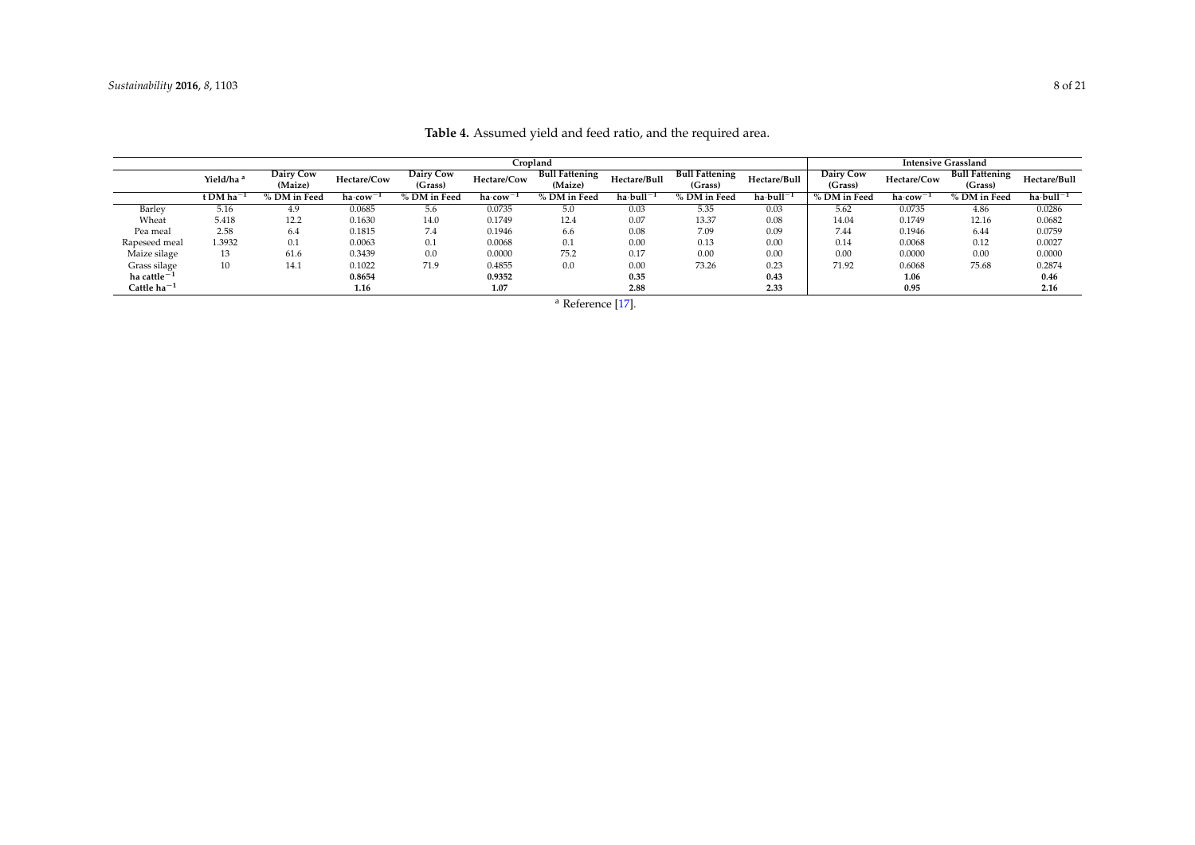**Table 4.** Assumed yield and feed ratio, and the required area.

| | Cropland | | | | | | | | | Intensive Grassland | | | |
|---|---|---|---|---|---|---|---|---|---|---|---|---|---|
| | Yield/ha [a] | Dairy Cow (Maize) | Hectare/Cow | Dairy Cow (Grass) | Hectare/Cow | Bull Fattening (Maize) | Hectare/Bull | Bull Fattening (Grass) | Hectare/Bull | Dairy Cow (Grass) | Hectare/Cow | Bull Fattening (Grass) | Hectare/Bull |
| | t DM ha$^{-1}$ | % DM in Feed | ha·cow$^{-1}$ | % DM in Feed | ha·cow$^{-1}$ | % DM in Feed | ha·bull$^{-1}$ | % DM in Feed | ha·bull$^{-1}$ | % DM in Feed | ha·cow$^{-1}$ | % DM in Feed | ha·bull$^{-1}$ |
| Barley | 5.16 | 4.9 | 0.0685 | 5.6 | 0.0735 | 5.0 | 0.03 | 5.35 | 0.03 | 5.62 | 0.0735 | 4.86 | 0.0286 |
| Wheat | 5.418 | 12.2 | 0.1630 | 14.0 | 0.1749 | 12.4 | 0.07 | 13.37 | 0.08 | 14.04 | 0.1749 | 12.16 | 0.0682 |
| Pea meal | 2.58 | 6.4 | 0.1815 | 7.4 | 0.1946 | 6.6 | 0.08 | 7.09 | 0.09 | 7.44 | 0.1946 | 6.44 | 0.0759 |
| Rapeseed meal | 1.3932 | 0.1 | 0.0063 | 0.1 | 0.0068 | 0.1 | 0.00 | 0.13 | 0.00 | 0.14 | 0.0068 | 0.12 | 0.0027 |
| Maize silage | 13 | 61.6 | 0.3439 | 0.0 | 0.0000 | 75.2 | 0.17 | 0.00 | 0.00 | 0.00 | 0.0000 | 0.00 | 0.0000 |
| Grass silage | 10 | 14.1 | 0.1022 | 71.9 | 0.4855 | 0.0 | 0.00 | 73.26 | 0.23 | 71.92 | 0.6068 | 75.68 | 0.2874 |
| **ha cattle$^{-1}$** | | | **0.8654** | | **0.9352** | | **0.35** | | **0.43** | | **1.06** | | **0.46** |
| **Cattle ha$^{-1}$** | | | **1.16** | | **1.07** | | **2.88** | | **2.33** | | **0.95** | | **2.16** |

[a] Reference [17].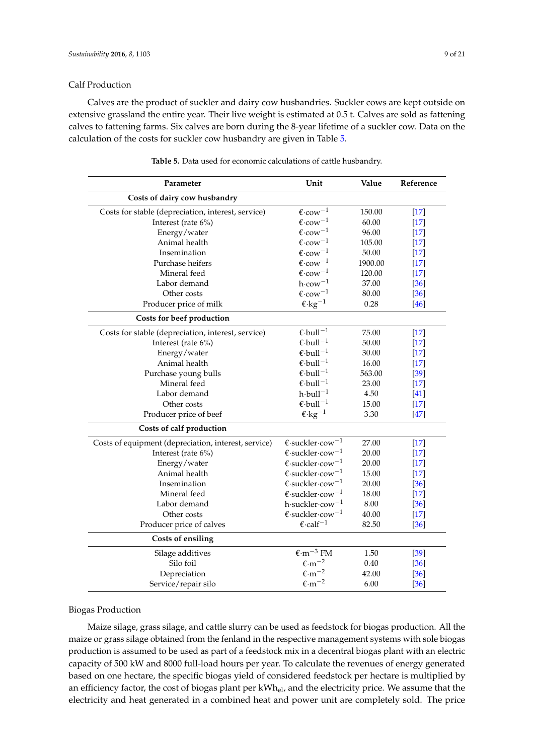Calf Production

Calves are the product of suckler and dairy cow husbandries. Suckler cows are kept outside on extensive grassland the entire year. Their live weight is estimated at 0.5 t. Calves are sold as fattening calves to fattening farms. Six calves are born during the 8-year lifetime of a suckler cow. Data on the calculation of the costs for suckler cow husbandry are given in Table 5.

**Table 5.** Data used for economic calculations of cattle husbandry.

| Parameter | Unit | Value | Reference |
|---|---|---|---|
| **Costs of dairy cow husbandry** | | | |
| Costs for stable (depreciation, interest, service) | €·cow$^{-1}$ | 150.00 | [17] |
| Interest (rate 6%) | €·cow$^{-1}$ | 60.00 | [17] |
| Energy/water | €·cow$^{-1}$ | 96.00 | [17] |
| Animal health | €·cow$^{-1}$ | 105.00 | [17] |
| Insemination | €·cow$^{-1}$ | 50.00 | [17] |
| Purchase heifers | €·cow$^{-1}$ | 1900.00 | [17] |
| Mineral feed | €·cow$^{-1}$ | 120.00 | [17] |
| Labor demand | h·cow$^{-1}$ | 37.00 | [36] |
| Other costs | €·cow$^{-1}$ | 80.00 | [36] |
| Producer price of milk | €·kg$^{-1}$ | 0.28 | [46] |
| **Costs for beef production** | | | |
| Costs for stable (depreciation, interest, service) | €·bull$^{-1}$ | 75.00 | [17] |
| Interest (rate 6%) | €·bull$^{-1}$ | 50.00 | [17] |
| Energy/water | €·bull$^{-1}$ | 30.00 | [17] |
| Animal health | €·bull$^{-1}$ | 16.00 | [17] |
| Purchase young bulls | €·bull$^{-1}$ | 563.00 | [39] |
| Mineral feed | €·bull$^{-1}$ | 23.00 | [17] |
| Labor demand | h·bull$^{-1}$ | 4.50 | [41] |
| Other costs | €·bull$^{-1}$ | 15.00 | [17] |
| Producer price of beef | €·kg$^{-1}$ | 3.30 | [47] |
| **Costs of calf production** | | | |
| Costs of equipment (depreciation, interest, service) | €·suckler·cow$^{-1}$ | 27.00 | [17] |
| Interest (rate 6%) | €·suckler·cow$^{-1}$ | 20.00 | [17] |
| Energy/water | €·suckler·cow$^{-1}$ | 20.00 | [17] |
| Animal health | €·suckler·cow$^{-1}$ | 15.00 | [17] |
| Insemination | €·suckler·cow$^{-1}$ | 20.00 | [36] |
| Mineral feed | €·suckler·cow$^{-1}$ | 18.00 | [17] |
| Labor demand | h·suckler·cow$^{-1}$ | 8.00 | [36] |
| Other costs | €·suckler·cow$^{-1}$ | 40.00 | [17] |
| Producer price of calves | €·calf$^{-1}$ | 82.50 | [36] |
| **Costs of ensiling** | | | |
| Silage additives | €·m$^{-3}$ FM | 1.50 | [39] |
| Silo foil | €·m$^{-2}$ | 0.40 | [36] |
| Depreciation | €·m$^{-2}$ | 42.00 | [36] |
| Service/repair silo | €·m$^{-2}$ | 6.00 | [36] |

Biogas Production

Maize silage, grass silage, and cattle slurry can be used as feedstock for biogas production. All the maize or grass silage obtained from the fenland in the respective management systems with sole biogas production is assumed to be used as part of a feedstock mix in a decentral biogas plant with an electric capacity of 500 kW and 8000 full-load hours per year. To calculate the revenues of energy generated based on one hectare, the specific biogas yield of considered feedstock per hectare is multiplied by an efficiency factor, the cost of biogas plant per $kWh_{el}$, and the electricity price. We assume that the electricity and heat generated in a combined heat and power unit are completely sold. The price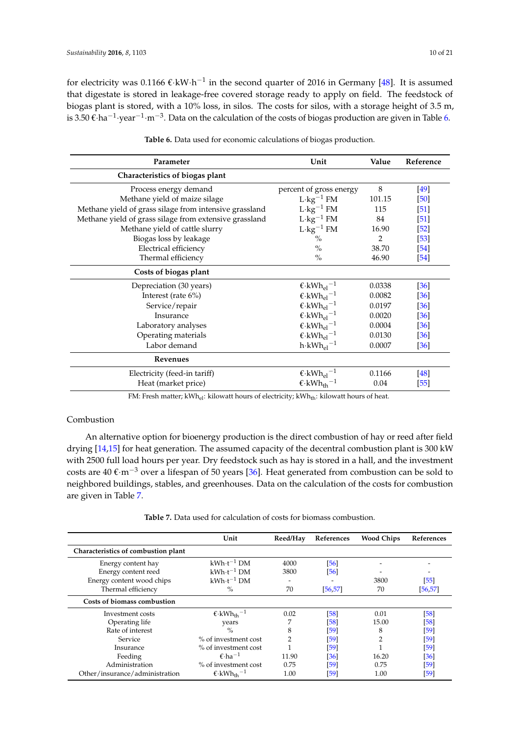for electricity was 0.1166 €·kW·h$^{-1}$ in the second quarter of 2016 in Germany [48]. It is assumed that digestate is stored in leakage-free covered storage ready to apply on field. The feedstock of biogas plant is stored, with a 10% loss, in silos. The costs for silos, with a storage height of 3.5 m, is 3.50 €·ha$^{-1}$·year$^{-1}$·m$^{-3}$. Data on the calculation of the costs of biogas production are given in Table 6.

**Table 6.** Data used for economic calculations of biogas production.

| Parameter | Unit | Value | Reference |
|---|---|---|---|
| **Characteristics of biogas plant** | | | |
| Process energy demand | percent of gross energy | 8 | [49] |
| Methane yield of maize silage | L·kg$^{-1}$ FM | 101.15 | [50] |
| Methane yield of grass silage from intensive grassland | L·kg$^{-1}$ FM | 115 | [51] |
| Methane yield of grass silage from extensive grassland | L·kg$^{-1}$ FM | 84 | [51] |
| Methane yield of cattle slurry | L·kg$^{-1}$ FM | 16.90 | [52] |
| Biogas loss by leakage | % | 2 | [53] |
| Electrical efficiency | % | 38.70 | [54] |
| Thermal efficiency | % | 46.90 | [54] |
| **Costs of biogas plant** | | | |
| Depreciation (30 years) | €·$kWh_{el}^{-1}$ | 0.0338 | [36] |
| Interest (rate 6%) | €·$kWh_{el}^{-1}$ | 0.0082 | [36] |
| Service/repair | €·$kWh_{el}^{-1}$ | 0.0197 | [36] |
| Insurance | €·$kWh_{el}^{-1}$ | 0.0020 | [36] |
| Laboratory analyses | €·$kWh_{el}^{-1}$ | 0.0004 | [36] |
| Operating materials | €·$kWh_{el}^{-1}$ | 0.0130 | [36] |
| Labor demand | h·$kWh_{el}^{-1}$ | 0.0007 | [36] |
| **Revenues** | | | |
| Electricity (feed-in tariff) | €·$kWh_{el}^{-1}$ | 0.1166 | [48] |
| Heat (market price) | €·$kWh_{th}^{-1}$ | 0.04 | [55] |

FM: Fresh matter; $kWh_{el}$: kilowatt hours of electricity; $kWh_{th}$: kilowatt hours of heat.

Combustion

An alternative option for bioenergy production is the direct combustion of hay or reed after field drying [14,15] for heat generation. The assumed capacity of the decentral combustion plant is 300 kW with 2500 full load hours per year. Dry feedstock such as hay is stored in a hall, and the investment costs are 40 €·m$^{-3}$ over a lifespan of 50 years [36]. Heat generated from combustion can be sold to neighbored buildings, stables, and greenhouses. Data on the calculation of the costs for combustion are given in Table 7.

**Table 7.** Data used for calculation of costs for biomass combustion.

| | Unit | Reed/Hay | References | Wood Chips | References |
|---|---|---|---|---|---|
| **Characteristics of combustion plant** | | | | | |
| Energy content hay | kWh·t$^{-1}$ DM | 4000 | [56] | - | - |
| Energy content reed | kWh·t$^{-1}$ DM | 3800 | [56] | - | - |
| Energy content wood chips | kWh·t$^{-1}$ DM | - | - | 3800 | [55] |
| Thermal efficiency | % | 70 | [56,57] | 70 | [56,57] |
| **Costs of biomass combustion** | | | | | |
| Investment costs | €·$kWh_{th}^{-1}$ | 0.02 | [58] | 0.01 | [58] |
| Operating life | years | 7 | [58] | 15.00 | [58] |
| Rate of interest | % | 8 | [59] | 8 | [59] |
| Service | % of investment cost | 2 | [59] | 2 | [59] |
| Insurance | % of investment cost | 1 | [59] | 1 | [59] |
| Feeding | €·ha$^{-1}$ | 11.90 | [36] | 16.20 | [36] |
| Administration | % of investment cost | 0.75 | [59] | 0.75 | [59] |
| Other/insurance/administration | €·$kWh_{th}^{-1}$ | 1.00 | [59] | 1.00 | [59] |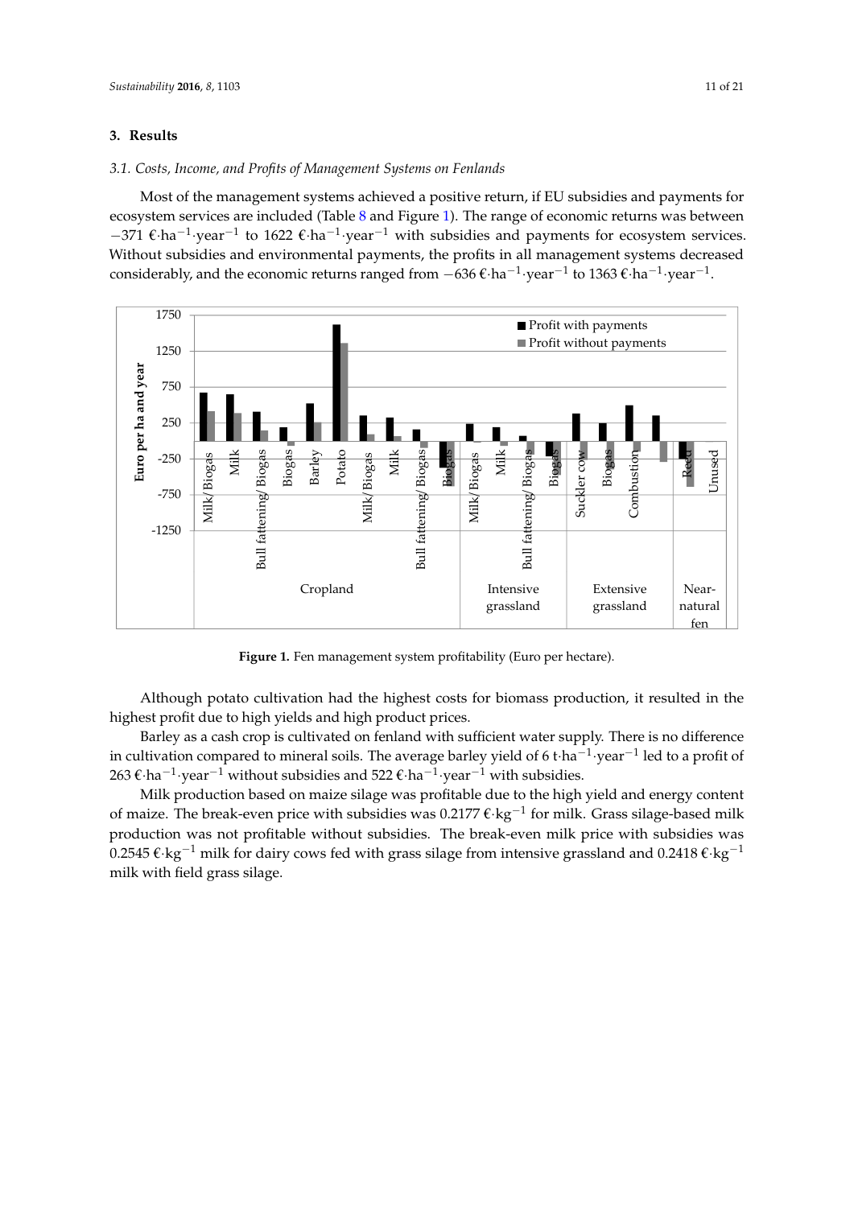## 3. Results

### 3.1. Costs, Income, and Profits of Management Systems on Fenlands

Most of the management systems achieved a positive return, if EU subsidies and payments for ecosystem services are included (Table 8 and Figure 1). The range of economic returns was between $-371$ €·ha$^{-1}$·year$^{-1}$ to 1622 €·ha$^{-1}$·year$^{-1}$ with subsidies and payments for ecosystem services. Without subsidies and environmental payments, the profits in all management systems decreased considerably, and the economic returns ranged from $-636$ €·ha$^{-1}$·year$^{-1}$ to 1363 €·ha$^{-1}$·year$^{-1}$.

1750
1250
750
250
-250
-750
-1250
Euro per ha and year
Profit with payments
Profit without payments
Milk/Biogas
Milk
Bull fattening/ Biogas
Biogas
Barley
Potato
Milk/Biogas
Milk
Bull fattening/ Biogas
Biogas
Milk/Biogas
Milk
Bull fattening/ Biogas
Biogas
Suckler cow
Biogas
Combustion
Reed
Unused
Cropland
Intensive grassland
Extensive grassland
Near-natural fen

**Figure 1.** Fen management system profitability (Euro per hectare).

Although potato cultivation had the highest costs for biomass production, it resulted in the highest profit due to high yields and high product prices.

Barley as a cash crop is cultivated on fenland with sufficient water supply. There is no difference in cultivation compared to mineral soils. The average barley yield of 6 t·ha$^{-1}$·year$^{-1}$ led to a profit of 263 €·ha$^{-1}$·year$^{-1}$ without subsidies and 522 €·ha$^{-1}$·year$^{-1}$ with subsidies.

Milk production based on maize silage was profitable due to the high yield and energy content of maize. The break-even price with subsidies was 0.2177 €·kg$^{-1}$ for milk. Grass silage-based milk production was not profitable without subsidies. The break-even milk price with subsidies was 0.2545 €·kg$^{-1}$ milk for dairy cows fed with grass silage from intensive grassland and 0.2418 €·kg$^{-1}$ milk with field grass silage.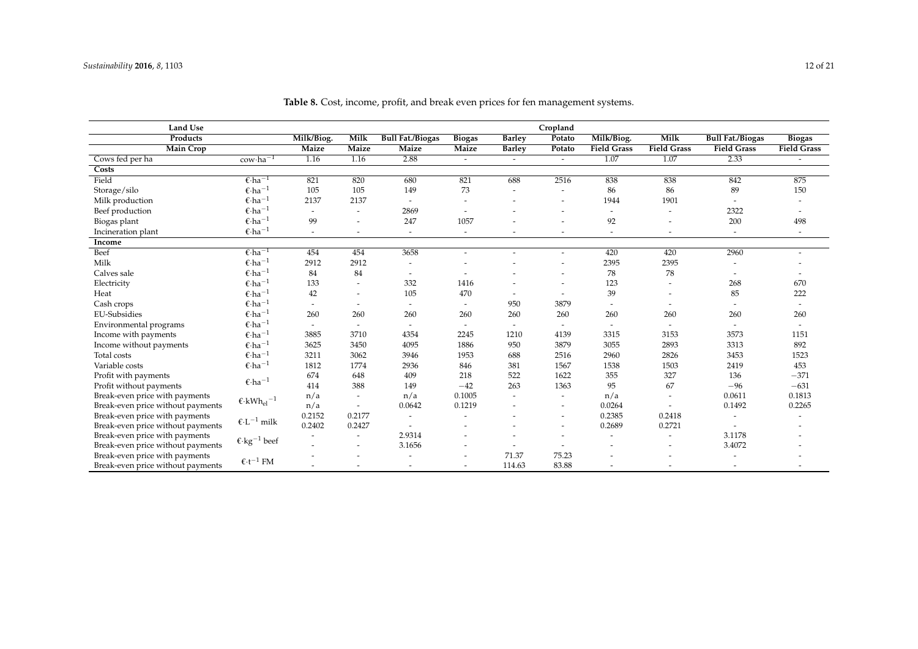**Table 8.** Cost, income, profit, and break even prices for fen management systems.

| Land Use | | Cropland | | | | | | | | | |
|---|---|---|---|---|---|---|---|---|---|---|---|
| **Products** | | **Milk/Biog.** | **Milk** | **Bull Fat./Biogas** | **Biogas** | **Barley** | **Potato** | **Milk/Biog.** | **Milk** | **Bull Fat./Biogas** | **Biogas** |
| **Main Crop** | | **Maize** | **Maize** | **Maize** | **Maize** | **Barley** | **Potato** | **Field Grass** | **Field Grass** | **Field Grass** | **Field Grass** |
| Cows fed per ha | $cow \cdot ha^{-1}$ | 1.16 | 1.16 | 2.88 | - | - | - | 1.07 | 1.07 | 2.33 | - |
| **Costs** | | | | | | | | | | | |
| Field | $€ \cdot ha^{-1}$ | 821 | 820 | 680 | 821 | 688 | 2516 | 838 | 838 | 842 | 875 |
| Storage/silo | $€ \cdot ha^{-1}$ | 105 | 105 | 149 | 73 | - | - | 86 | 86 | 89 | 150 |
| Milk production | $€ \cdot ha^{-1}$ | 2137 | 2137 | - | - | - | - | 1944 | 1901 | - | - |
| Beef production | $€ \cdot ha^{-1}$ | - | - | 2869 | - | - | - | - | - | 2322 | - |
| Biogas plant | $€ \cdot ha^{-1}$ | 99 | - | 247 | 1057 | - | - | 92 | - | 200 | 498 |
| Incineration plant | $€ \cdot ha^{-1}$ | - | - | - | - | - | - | - | - | - | - |
| **Income** | | | | | | | | | | | |
| Beef | $€ \cdot ha^{-1}$ | 454 | 454 | 3658 | - | - | - | 420 | 420 | 2960 | - |
| Milk | $€ \cdot ha^{-1}$ | 2912 | 2912 | - | - | - | - | 2395 | 2395 | - | - |
| Calves sale | $€ \cdot ha^{-1}$ | 84 | 84 | - | - | - | - | 78 | 78 | - | - |
| Electricity | $€ \cdot ha^{-1}$ | 133 | - | 332 | 1416 | - | - | 123 | - | 268 | 670 |
| Heat | $€ \cdot ha^{-1}$ | 42 | - | 105 | 470 | - | - | 39 | - | 85 | 222 |
| Cash crops | $€ \cdot ha^{-1}$ | - | - | - | - | 950 | 3879 | - | - | - | - |
| EU-Subsidies | $€ \cdot ha^{-1}$ | 260 | 260 | 260 | 260 | 260 | 260 | 260 | 260 | 260 | 260 |
| Environmental programs | $€ \cdot ha^{-1}$ | - | - | - | - | - | - | - | - | - | - |
| Income with payments | $€ \cdot ha^{-1}$ | 3885 | 3710 | 4354 | 2245 | 1210 | 4139 | 3315 | 3153 | 3573 | 1151 |
| Income without payments | $€ \cdot ha^{-1}$ | 3625 | 3450 | 4095 | 1886 | 950 | 3879 | 3055 | 2893 | 3313 | 892 |
| Total costs | $€ \cdot ha^{-1}$ | 3211 | 3062 | 3946 | 1953 | 688 | 2516 | 2960 | 2826 | 3453 | 1523 |
| Variable costs | $€ \cdot ha^{-1}$ | 1812 | 1774 | 2936 | 846 | 381 | 1567 | 1538 | 1503 | 2419 | 453 |
| Profit with payments | $€ \cdot ha^{-1}$ | 674 | 648 | 409 | 218 | 522 | 1622 | 355 | 327 | 136 | −371 |
| Profit without payments | | 414 | 388 | 149 | −42 | 263 | 1363 | 95 | 67 | −96 | −631 |
| Break-even price with payments | $€ \cdot kWh_{el}^{-1}$ | n/a | - | n/a | 0.1005 | - | - | n/a | - | 0.0611 | 0.1813 |
| Break-even price without payments | | n/a | - | 0.0642 | 0.1219 | - | - | 0.0264 | - | 0.1492 | 0.2265 |
| Break-even price with payments | $€ \cdot L^{-1}$ milk | 0.2152 | 0.2177 | - | - | - | - | 0.2385 | 0.2418 | - | - |
| Break-even price without payments | | 0.2402 | 0.2427 | - | - | - | - | 0.2689 | 0.2721 | - | - |
| Break-even price with payments | $€ \cdot kg^{-1}$ beef | - | - | 2.9314 | - | - | - | - | - | 3.1178 | - |
| Break-even price without payments | | - | - | 3.1656 | - | - | - | - | - | 3.4072 | - |
| Break-even price with payments | $€ \cdot t^{-1}$ FM | - | - | - | - | 71.37 | 75.23 | - | - | - | - |
| Break-even price without payments | | - | - | - | - | 114.63 | 83.88 | - | - | - | - |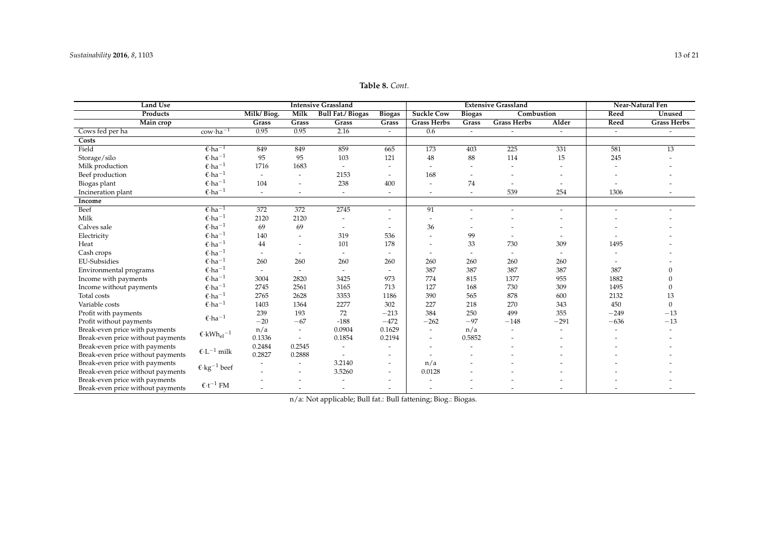**Table 8.** *Cont.*

| Land Use | | Intensive Grassland | | | | Extensive Grassland | | | | Near-Natural Fen | |
|---|---|---|---|---|---|---|---|---|---|---|---|
| Products | | Milk/ Biog. | Milk | Bull Fat./ Biogas | Biogas | Suckle Cow | Biogas | Combustion | | Reed | Unused |
| Main crop | | Grass | Grass | Grass | Grass | Grass Herbs | Grass | Grass Herbs | Alder | Reed | Grass Herbs |
| Cows fed per ha | $cow{\cdot}ha^{-1}$ | 0.95 | 0.95 | 2.16 | - | 0.6 | - | - | - | - | - |
| **Costs** | | | | | | | | | | | |
| Field | $€{\cdot}ha^{-1}$ | 849 | 849 | 859 | 665 | 173 | 403 | 225 | 331 | 581 | 13 |
| Storage/silo | $€{\cdot}ha^{-1}$ | 95 | 95 | 103 | 121 | 48 | 88 | 114 | 15 | 245 | - |
| Milk production | $€{\cdot}ha^{-1}$ | 1716 | 1683 | - | - | - | - | - | - | - | - |
| Beef production | $€{\cdot}ha^{-1}$ | - | - | 2153 | - | 168 | - | - | - | - | - |
| Biogas plant | $€{\cdot}ha^{-1}$ | 104 | - | 238 | 400 | - | 74 | - | - | - | - |
| Incineration plant | $€{\cdot}ha^{-1}$ | - | - | - | - | - | - | 539 | 254 | 1306 | - |
| **Income** | | | | | | | | | | | |
| Beef | $€{\cdot}ha^{-1}$ | 372 | 372 | 2745 | - | 91 | - | - | - | - | - |
| Milk | $€{\cdot}ha^{-1}$ | 2120 | 2120 | - | - | - | - | - | - | - | - |
| Calves sale | $€{\cdot}ha^{-1}$ | 69 | 69 | - | - | 36 | - | - | - | - | - |
| Electricity | $€{\cdot}ha^{-1}$ | 140 | - | 319 | 536 | - | 99 | - | - | - | - |
| Heat | $€{\cdot}ha^{-1}$ | 44 | - | 101 | 178 | - | 33 | 730 | 309 | 1495 | - |
| Cash crops | $€{\cdot}ha^{-1}$ | - | - | - | - | - | - | - | - | - | - |
| EU-Subsidies | $€{\cdot}ha^{-1}$ | 260 | 260 | 260 | 260 | 260 | 260 | 260 | 260 | - | - |
| Environmental programs | $€{\cdot}ha^{-1}$ | - | - | - | - | 387 | 387 | 387 | 387 | 387 | 0 |
| Income with payments | $€{\cdot}ha^{-1}$ | 3004 | 2820 | 3425 | 973 | 774 | 815 | 1377 | 955 | 1882 | 0 |
| Income without payments | $€{\cdot}ha^{-1}$ | 2745 | 2561 | 3165 | 713 | 127 | 168 | 730 | 309 | 1495 | 0 |
| Total costs | $€{\cdot}ha^{-1}$ | 2765 | 2628 | 3353 | 1186 | 390 | 565 | 878 | 600 | 2132 | 13 |
| Variable costs | $€{\cdot}ha^{-1}$ | 1403 | 1364 | 2277 | 302 | 227 | 218 | 270 | 343 | 450 | 0 |
| Profit with payments | $€{\cdot}ha^{-1}$ | 239 | 193 | 72 | −213 | 384 | 250 | 499 | 355 | −249 | −13 |
| Profit without payments | $€{\cdot}ha^{-1}$ | −20 | −67 | -188 | −472 | −262 | −97 | −148 | −291 | −636 | −13 |
| Break-even price with payments | $€{\cdot}kWh_{el}^{-1}$ | n/a | - | 0.0904 | 0.1629 | - | n/a | - | - | - | - |
| Break-even price without payments | $€{\cdot}kWh_{el}^{-1}$ | 0.1336 | - | 0.1854 | 0.2194 | - | 0.5852 | - | - | - | - |
| Break-even price with payments | $€{\cdot}L^{-1}$ milk | 0.2484 | 0.2545 | - | - | - | - | - | - | - | - |
| Break-even price without payments | $€{\cdot}L^{-1}$ milk | 0.2827 | 0.2888 | - | - | - | - | - | - | - | - |
| Break-even price with payments | $€{\cdot}kg^{-1}$ beef | - | - | 3.2140 | - | n/a | - | - | - | - | - |
| Break-even price without payments | $€{\cdot}kg^{-1}$ beef | - | - | 3.5260 | - | 0.0128 | - | - | - | - | - |
| Break-even price with payments | $€{\cdot}t^{-1}$ FM | - | - | - | - | - | - | - | - | - | - |
| Break-even price without payments | $€{\cdot}t^{-1}$ FM | - | - | - | - | - | - | - | - | - | - |

n/a: Not applicable; Bull fat.: Bull fattening; Biog.: Biogas.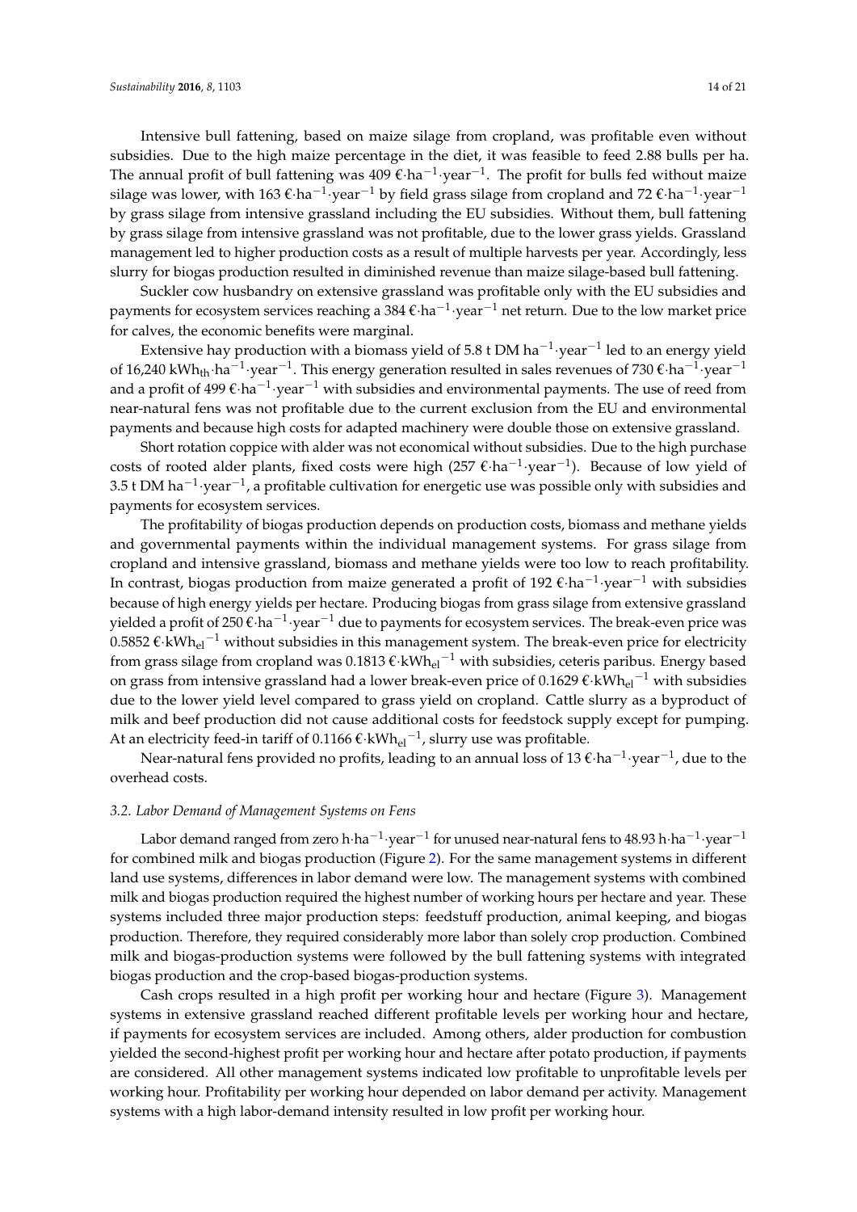Intensive bull fattening, based on maize silage from cropland, was profitable even without subsidies. Due to the high maize percentage in the diet, it was feasible to feed 2.88 bulls per ha. The annual profit of bull fattening was 409 €$\cdot$ha$^{-1}\cdot$year$^{-1}$. The profit for bulls fed without maize silage was lower, with 163 €$\cdot$ha$^{-1}\cdot$year$^{-1}$ by field grass silage from cropland and 72 €$\cdot$ha$^{-1}\cdot$year$^{-1}$ by grass silage from intensive grassland including the EU subsidies. Without them, bull fattening by grass silage from intensive grassland was not profitable, due to the lower grass yields. Grassland management led to higher production costs as a result of multiple harvests per year. Accordingly, less slurry for biogas production resulted in diminished revenue than maize silage-based bull fattening.

Suckler cow husbandry on extensive grassland was profitable only with the EU subsidies and payments for ecosystem services reaching a 384 €$\cdot$ha$^{-1}\cdot$year$^{-1}$ net return. Due to the low market price for calves, the economic benefits were marginal.

Extensive hay production with a biomass yield of 5.8 t DM ha$^{-1}\cdot$year$^{-1}$ led to an energy yield of 16,240 kWh$_{th}\cdot$ha$^{-1}\cdot$year$^{-1}$. This energy generation resulted in sales revenues of 730 €$\cdot$ha$^{-1}\cdot$year$^{-1}$ and a profit of 499 €$\cdot$ha$^{-1}\cdot$year$^{-1}$ with subsidies and environmental payments. The use of reed from near-natural fens was not profitable due to the current exclusion from the EU and environmental payments and because high costs for adapted machinery were double those on extensive grassland.

Short rotation coppice with alder was not economical without subsidies. Due to the high purchase costs of rooted alder plants, fixed costs were high (257 €$\cdot$ha$^{-1}\cdot$year$^{-1}$). Because of low yield of 3.5 t DM ha$^{-1}\cdot$year$^{-1}$, a profitable cultivation for energetic use was possible only with subsidies and payments for ecosystem services.

The profitability of biogas production depends on production costs, biomass and methane yields and governmental payments within the individual management systems. For grass silage from cropland and intensive grassland, biomass and methane yields were too low to reach profitability. In contrast, biogas production from maize generated a profit of 192 €$\cdot$ha$^{-1}\cdot$year$^{-1}$ with subsidies because of high energy yields per hectare. Producing biogas from grass silage from extensive grassland yielded a profit of 250 €$\cdot$ha$^{-1}\cdot$year$^{-1}$ due to payments for ecosystem services. The break-even price was 0.5852 €$\cdot$kWh$_{el}^{-1}$ without subsidies in this management system. The break-even price for electricity from grass silage from cropland was 0.1813 €$\cdot$kWh$_{el}^{-1}$ with subsidies, ceteris paribus. Energy based on grass from intensive grassland had a lower break-even price of 0.1629 €$\cdot$kWh$_{el}^{-1}$ with subsidies due to the lower yield level compared to grass yield on cropland. Cattle slurry as a byproduct of milk and beef production did not cause additional costs for feedstock supply except for pumping. At an electricity feed-in tariff of 0.1166 €$\cdot$kWh$_{el}^{-1}$, slurry use was profitable.

Near-natural fens provided no profits, leading to an annual loss of 13 €$\cdot$ha$^{-1}\cdot$year$^{-1}$, due to the overhead costs.

### *3.2. Labor Demand of Management Systems on Fens*

Labor demand ranged from zero h$\cdot$ha$^{-1}\cdot$year$^{-1}$ for unused near-natural fens to 48.93 h$\cdot$ha$^{-1}\cdot$year$^{-1}$ for combined milk and biogas production (Figure 2). For the same management systems in different land use systems, differences in labor demand were low. The management systems with combined milk and biogas production required the highest number of working hours per hectare and year. These systems included three major production steps: feedstuff production, animal keeping, and biogas production. Therefore, they required considerably more labor than solely crop production. Combined milk and biogas-production systems were followed by the bull fattening systems with integrated biogas production and the crop-based biogas-production systems.

Cash crops resulted in a high profit per working hour and hectare (Figure 3). Management systems in extensive grassland reached different profitable levels per working hour and hectare, if payments for ecosystem services are included. Among others, alder production for combustion yielded the second-highest profit per working hour and hectare after potato production, if payments are considered. All other management systems indicated low profitable to unprofitable levels per working hour. Profitability per working hour depended on labor demand per activity. Management systems with a high labor-demand intensity resulted in low profit per working hour.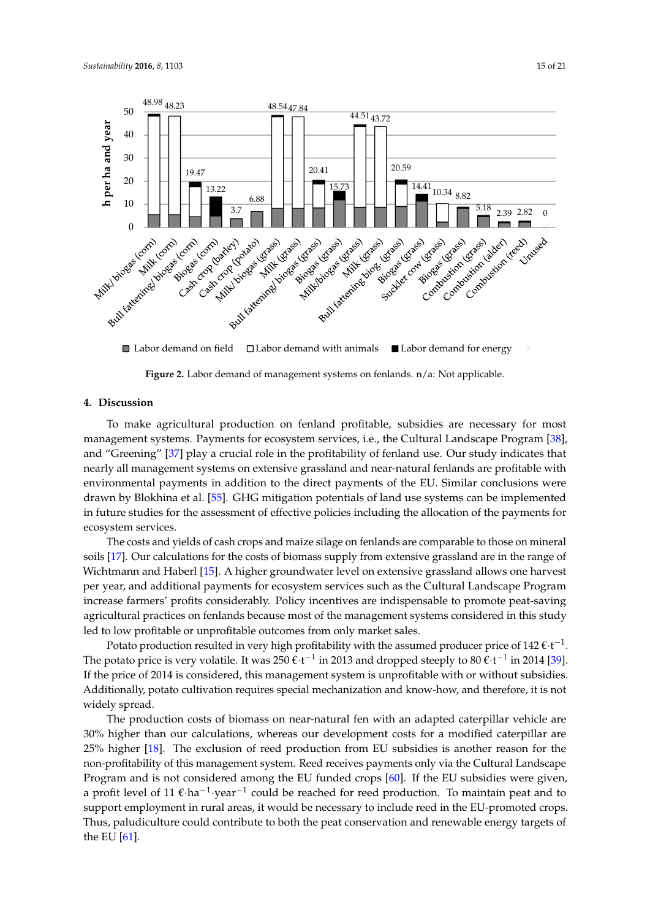h per ha and year

50
40
30
20
10
0

48.98 48.23 19.47 13.22 3.7 6.88 48.54 47.84 20.41 15.73 44.51 43.72 20.59 14.41 10.34 8.82 5.18 2.39 2.82 0

Milk/biogas (corn)
Milk (corn)
Bull fattening/biogas (corn)
Biogas (corn)
Cash crop (barley)
Cash crop (potato)
Milk/biogas (grass)
Milk (grass)
Bull fattening/biogas (grass)
Biogas (grass)
Milk/biogas (grass)
Milk (grass)
Bull fattening biog. (grass)
Biogas (grass)
Suckler cow (grass)
Biogas (grass)
Combustion (grass)
Combustion (alder)
Combustion (reed)
Unused

Labor demand on field
Labor demand with animals
Labor demand for energy

**Figure 2.** Labor demand of management systems on fenlands. n/a: Not applicable.

## 4. Discussion

To make agricultural production on fenland profitable, subsidies are necessary for most management systems. Payments for ecosystem services, i.e., the Cultural Landscape Program [38], and "Greening" [37] play a crucial role in the profitability of fenland use. Our study indicates that nearly all management systems on extensive grassland and near-natural fenlands are profitable with environmental payments in addition to the direct payments of the EU. Similar conclusions were drawn by Blokhina et al. [55]. GHG mitigation potentials of land use systems can be implemented in future studies for the assessment of effective policies including the allocation of the payments for ecosystem services.

The costs and yields of cash crops and maize silage on fenlands are comparable to those on mineral soils [17]. Our calculations for the costs of biomass supply from extensive grassland are in the range of Wichtmann and Haberl [15]. A higher groundwater level on extensive grassland allows one harvest per year, and additional payments for ecosystem services such as the Cultural Landscape Program increase farmers' profits considerably. Policy incentives are indispensable to promote peat-saving agricultural practices on fenlands because most of the management systems considered in this study led to low profitable or unprofitable outcomes from only market sales.

Potato production resulted in very high profitability with the assumed producer price of 142 $€\cdot t^{-1}$. The potato price is very volatile. It was 250 $€\cdot t^{-1}$ in 2013 and dropped steeply to 80 $€\cdot t^{-1}$ in 2014 [39]. If the price of 2014 is considered, this management system is unprofitable with or without subsidies. Additionally, potato cultivation requires special mechanization and know-how, and therefore, it is not widely spread.

The production costs of biomass on near-natural fen with an adapted caterpillar vehicle are 30% higher than our calculations, whereas our development costs for a modified caterpillar are 25% higher [18]. The exclusion of reed production from EU subsidies is another reason for the non-profitability of this management system. Reed receives payments only via the Cultural Landscape Program and is not considered among the EU funded crops [60]. If the EU subsidies were given, a profit level of 11 $€\cdot ha^{-1}\cdot year^{-1}$ could be reached for reed production. To maintain peat and to support employment in rural areas, it would be necessary to include reed in the EU-promoted crops. Thus, paludiculture could contribute to both the peat conservation and renewable energy targets of the EU [61].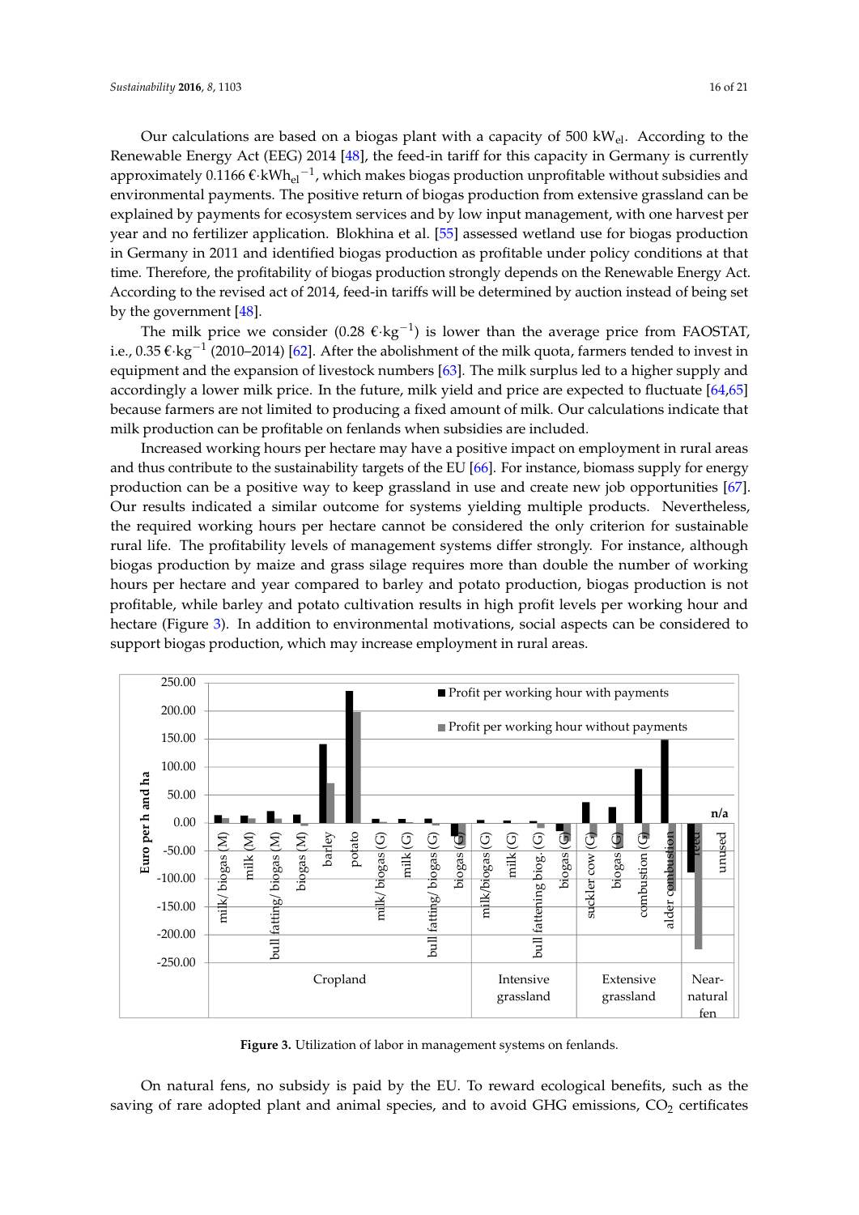Our calculations are based on a biogas plant with a capacity of 500 $kW_{el}$. According to the Renewable Energy Act (EEG) 2014 [48], the feed-in tariff for this capacity in Germany is currently approximately 0.1166 $€\cdot kWh_{el}^{-1}$, which makes biogas production unprofitable without subsidies and environmental payments. The positive return of biogas production from extensive grassland can be explained by payments for ecosystem services and by low input management, with one harvest per year and no fertilizer application. Blokhina et al. [55] assessed wetland use for biogas production in Germany in 2011 and identified biogas production as profitable under policy conditions at that time. Therefore, the profitability of biogas production strongly depends on the Renewable Energy Act. According to the revised act of 2014, feed-in tariffs will be determined by auction instead of being set by the government [48].

The milk price we consider (0.28 $€\cdot kg^{-1}$) is lower than the average price from FAOSTAT, i.e., 0.35 $€\cdot kg^{-1}$ (2010–2014) [62]. After the abolishment of the milk quota, farmers tended to invest in equipment and the expansion of livestock numbers [63]. The milk surplus led to a higher supply and accordingly a lower milk price. In the future, milk yield and price are expected to fluctuate [64,65] because farmers are not limited to producing a fixed amount of milk. Our calculations indicate that milk production can be profitable on fenlands when subsidies are included.

Increased working hours per hectare may have a positive impact on employment in rural areas and thus contribute to the sustainability targets of the EU [66]. For instance, biomass supply for energy production can be a positive way to keep grassland in use and create new job opportunities [67]. Our results indicated a similar outcome for systems yielding multiple products. Nevertheless, the required working hours per hectare cannot be considered the only criterion for sustainable rural life. The profitability levels of management systems differ strongly. For instance, although biogas production by maize and grass silage requires more than double the number of working hours per hectare and year compared to barley and potato production, biogas production is not profitable, while barley and potato cultivation results in high profit levels per working hour and hectare (Figure 3). In addition to environmental motivations, social aspects can be considered to support biogas production, which may increase employment in rural areas.

Profit per working hour with payments
Profit per working hour without payments
Euro per h and ha
250.00
200.00
150.00
100.00
50.00
0.00
-50.00
-100.00
-150.00
-200.00
-250.00
milk/biogas (M), milk (M), bull fatting/biogas (M), biogas (M), barley, potato, milk/biogas (G), milk (G), bull fatting/biogas (G), biogas (G), milk/biogas (G), milk (G), bull fattening biog. (G), biogas (G), suckler cow (G), biogas (G), combustion (G), alder combustion, reed, unused
n/a
Cropland
Intensive grassland
Extensive grassland
Near-natural fen

**Figure 3.** Utilization of labor in management systems on fenlands.

On natural fens, no subsidy is paid by the EU. To reward ecological benefits, such as the saving of rare adopted plant and animal species, and to avoid GHG emissions, $CO_2$ certificates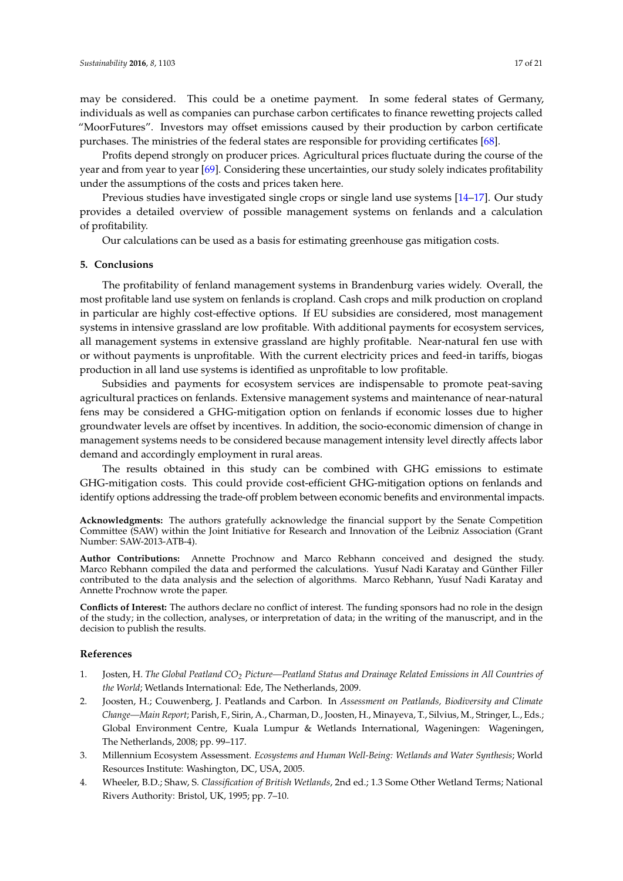may be considered. This could be a onetime payment. In some federal states of Germany, individuals as well as companies can purchase carbon certificates to finance rewetting projects called "MoorFutures". Investors may offset emissions caused by their production by carbon certificate purchases. The ministries of the federal states are responsible for providing certificates [68].

Profits depend strongly on producer prices. Agricultural prices fluctuate during the course of the year and from year to year [69]. Considering these uncertainties, our study solely indicates profitability under the assumptions of the costs and prices taken here.

Previous studies have investigated single crops or single land use systems [14–17]. Our study provides a detailed overview of possible management systems on fenlands and a calculation of profitability.

Our calculations can be used as a basis for estimating greenhouse gas mitigation costs.

## 5. Conclusions

The profitability of fenland management systems in Brandenburg varies widely. Overall, the most profitable land use system on fenlands is cropland. Cash crops and milk production on cropland in particular are highly cost-effective options. If EU subsidies are considered, most management systems in intensive grassland are low profitable. With additional payments for ecosystem services, all management systems in extensive grassland are highly profitable. Near-natural fen use with or without payments is unprofitable. With the current electricity prices and feed-in tariffs, biogas production in all land use systems is identified as unprofitable to low profitable.

Subsidies and payments for ecosystem services are indispensable to promote peat-saving agricultural practices on fenlands. Extensive management systems and maintenance of near-natural fens may be considered a GHG-mitigation option on fenlands if economic losses due to higher groundwater levels are offset by incentives. In addition, the socio-economic dimension of change in management systems needs to be considered because management intensity level directly affects labor demand and accordingly employment in rural areas.

The results obtained in this study can be combined with GHG emissions to estimate GHG-mitigation costs. This could provide cost-efficient GHG-mitigation options on fenlands and identify options addressing the trade-off problem between economic benefits and environmental impacts.

**Acknowledgments:** The authors gratefully acknowledge the financial support by the Senate Competition Committee (SAW) within the Joint Initiative for Research and Innovation of the Leibniz Association (Grant Number: SAW-2013-ATB-4).

**Author Contributions:** Annette Prochnow and Marco Rebhann conceived and designed the study. Marco Rebhann compiled the data and performed the calculations. Yusuf Nadi Karatay and Günther Filler contributed to the data analysis and the selection of algorithms. Marco Rebhann, Yusuf Nadi Karatay and Annette Prochnow wrote the paper.

**Conflicts of Interest:** The authors declare no conflict of interest. The funding sponsors had no role in the design of the study; in the collection, analyses, or interpretation of data; in the writing of the manuscript, and in the decision to publish the results.

## References

1. Josten, H. *The Global Peatland $CO_2$ Picture—Peatland Status and Drainage Related Emissions in All Countries of the World*; Wetlands International: Ede, The Netherlands, 2009.
2. Joosten, H.; Couwenberg, J. Peatlands and Carbon. In *Assessment on Peatlands, Biodiversity and Climate Change—Main Report*; Parish, F., Sirin, A., Charman, D., Joosten, H., Minayeva, T., Silvius, M., Stringer, L., Eds.; Global Environment Centre, Kuala Lumpur & Wetlands International, Wageningen: Wageningen, The Netherlands, 2008; pp. 99–117.
3. Millennium Ecosystem Assessment. *Ecosystems and Human Well-Being: Wetlands and Water Synthesis*; World Resources Institute: Washington, DC, USA, 2005.
4. Wheeler, B.D.; Shaw, S. *Classification of British Wetlands*, 2nd ed.; 1.3 Some Other Wetland Terms; National Rivers Authority: Bristol, UK, 1995; pp. 7–10.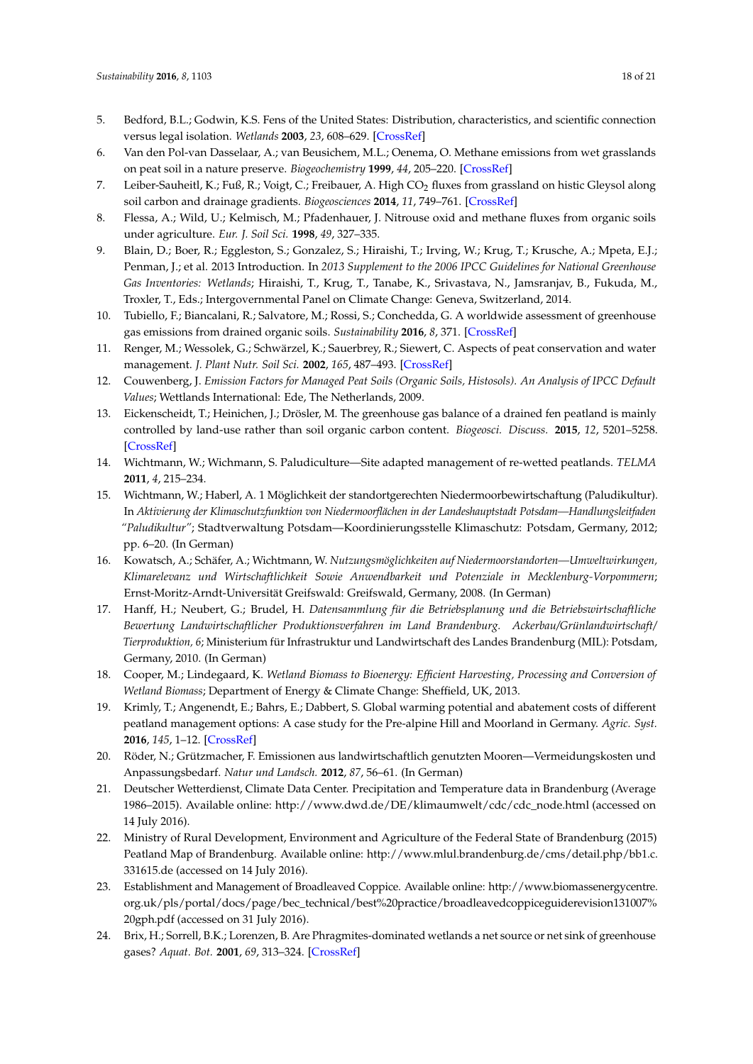5. Bedford, B.L.; Godwin, K.S. Fens of the United States: Distribution, characteristics, and scientific connection versus legal isolation. *Wetlands* **2003**, *23*, 608–629. [CrossRef]
6. Van den Pol-van Dasselaar, A.; van Beusichem, M.L.; Oenema, O. Methane emissions from wet grasslands on peat soil in a nature preserve. *Biogeochemistry* **1999**, *44*, 205–220. [CrossRef]
7. Leiber-Sauheitl, K.; Fuß, R.; Voigt, C.; Freibauer, A. High $CO_2$ fluxes from grassland on histic Gleysol along soil carbon and drainage gradients. *Biogeosciences* **2014**, *11*, 749–761. [CrossRef]
8. Flessa, A.; Wild, U.; Kelmisch, M.; Pfadenhauer, J. Nitrouse oxid and methane fluxes from organic soils under agriculture. *Eur. J. Soil Sci.* **1998**, *49*, 327–335.
9. Blain, D.; Boer, R.; Eggleston, S.; Gonzalez, S.; Hiraishi, T.; Irving, W.; Krug, T.; Krusche, A.; Mpeta, E.J.; Penman, J.; et al. 2013 Introduction. In *2013 Supplement to the 2006 IPCC Guidelines for National Greenhouse Gas Inventories: Wetlands*; Hiraishi, T., Krug, T., Tanabe, K., Srivastava, N., Jamsranjav, B., Fukuda, M., Troxler, T., Eds.; Intergovernmental Panel on Climate Change: Geneva, Switzerland, 2014.
10. Tubiello, F.; Biancalani, R.; Salvatore, M.; Rossi, S.; Conchedda, G. A worldwide assessment of greenhouse gas emissions from drained organic soils. *Sustainability* **2016**, *8*, 371. [CrossRef]
11. Renger, M.; Wessolek, G.; Schwärzel, K.; Sauerbrey, R.; Siewert, C. Aspects of peat conservation and water management. *J. Plant Nutr. Soil Sci.* **2002**, *165*, 487–493. [CrossRef]
12. Couwenberg, J. *Emission Factors for Managed Peat Soils (Organic Soils, Histosols). An Analysis of IPCC Default Values*; Wettlands International: Ede, The Netherlands, 2009.
13. Eickenscheidt, T.; Heinichen, J.; Drösler, M. The greenhouse gas balance of a drained fen peatland is mainly controlled by land-use rather than soil organic carbon content. *Biogeosci. Discuss.* **2015**, *12*, 5201–5258. [CrossRef]
14. Wichtmann, W.; Wichmann, S. Paludiculture—Site adapted management of re-wetted peatlands. *TELMA* **2011**, *4*, 215–234.
15. Wichtmann, W.; Haberl, A. 1 Möglichkeit der standortgerechten Niedermoorbewirtschaftung (Paludikultur). In *Aktivierung der Klimaschutzfunktion von Niedermoorflächen in der Landeshauptstadt Potsdam—Handlungsleitfaden "Paludikultur"*; Stadtverwaltung Potsdam—Koordinierungsstelle Klimaschutz: Potsdam, Germany, 2012; pp. 6–20. (In German)
16. Kowatsch, A.; Schäfer, A.; Wichtmann, W. *Nutzungsmöglichkeiten auf Niedermoorstandorten—Umweltwirkungen, Klimarelevanz und Wirtschaftlichkeit Sowie Anwendbarkeit und Potenziale in Mecklenburg-Vorpommern*; Ernst-Moritz-Arndt-Universität Greifswald: Greifswald, Germany, 2008. (In German)
17. Hanff, H.; Neubert, G.; Brudel, H. *Datensammlung für die Betriebsplanung und die Betriebswirtschaftliche Bewertung Landwirtschaftlicher Produktionsverfahren im Land Brandenburg. Ackerbau/Grünlandwirtschaft/Tierproduktion, 6*; Ministerium für Infrastruktur und Landwirtschaft des Landes Brandenburg (MIL): Potsdam, Germany, 2010. (In German)
18. Cooper, M.; Lindegaard, K. *Wetland Biomass to Bioenergy: Efficient Harvesting, Processing and Conversion of Wetland Biomass*; Department of Energy & Climate Change: Sheffield, UK, 2013.
19. Krimly, T.; Angenendt, E.; Bahrs, E.; Dabbert, S. Global warming potential and abatement costs of different peatland management options: A case study for the Pre-alpine Hill and Moorland in Germany. *Agric. Syst.* **2016**, *145*, 1–12. [CrossRef]
20. Röder, N.; Grützmacher, F. Emissionen aus landwirtschaftlich genutzten Mooren—Vermeidungskosten und Anpassungsbedarf. *Natur und Landsch.* **2012**, *87*, 56–61. (In German)
21. Deutscher Wetterdienst, Climate Data Center. Precipitation and Temperature data in Brandenburg (Average 1986–2015). Available online: http://www.dwd.de/DE/klimaumwelt/cdc/cdc_node.html (accessed on 14 July 2016).
22. Ministry of Rural Development, Environment and Agriculture of the Federal State of Brandenburg (2015) Peatland Map of Brandenburg. Available online: http://www.mlul.brandenburg.de/cms/detail.php/bb1.c.331615.de (accessed on 14 July 2016).
23. Establishment and Management of Broadleaved Coppice. Available online: http://www.biomassenergycentre.org.uk/pls/portal/docs/page/bec_technical/best%20practice/broadleavedcoppiceguiderevision131007%20gph.pdf (accessed on 31 July 2016).
24. Brix, H.; Sorrell, B.K.; Lorenzen, B. Are Phragmites-dominated wetlands a net source or net sink of greenhouse gases? *Aquat. Bot.* **2001**, *69*, 313–324. [CrossRef]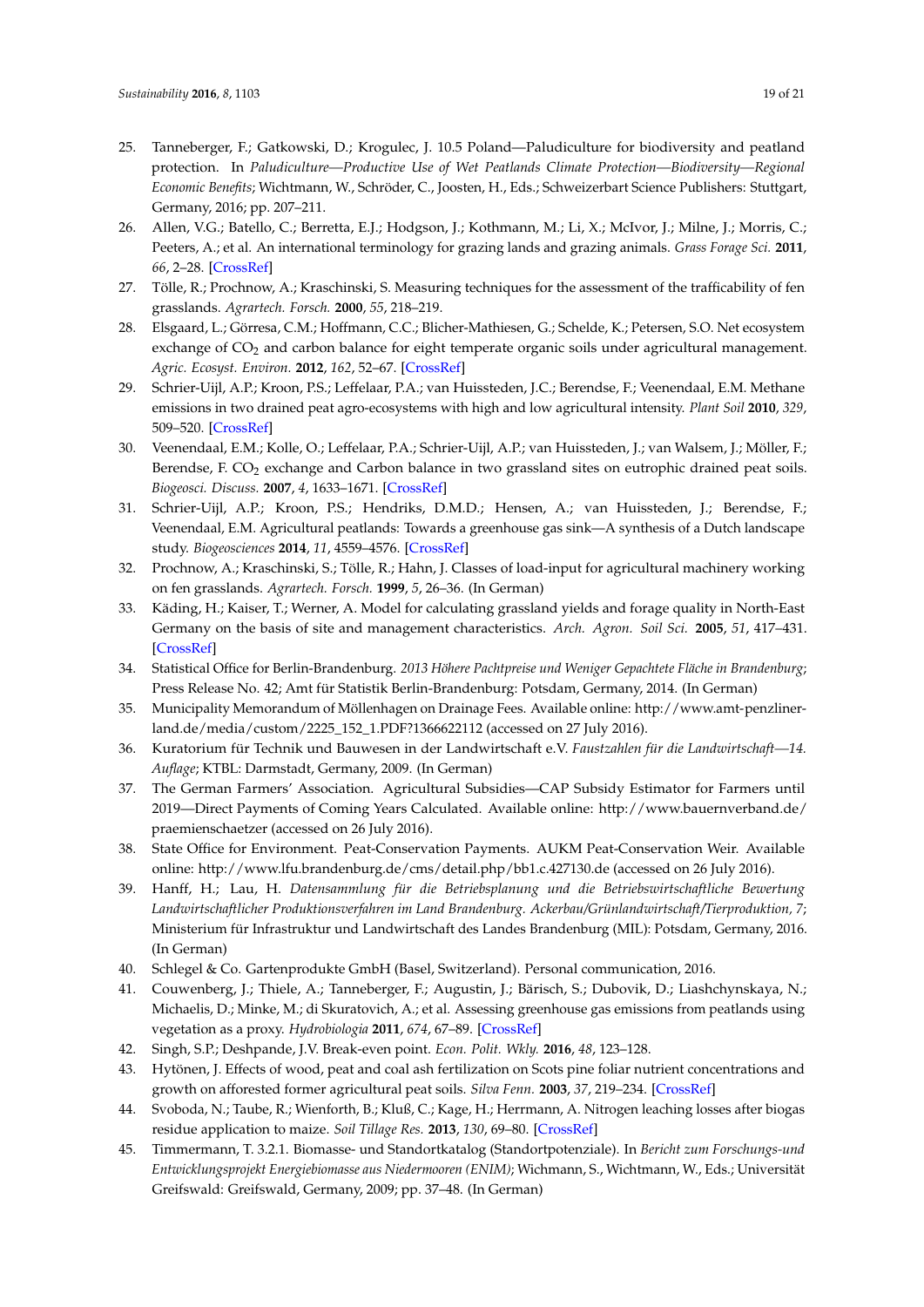25. Tanneberger, F.; Gatkowski, D.; Krogulec, J. 10.5 Poland—Paludiculture for biodiversity and peatland protection. In *Paludiculture—Productive Use of Wet Peatlands Climate Protection—Biodiversity—Regional Economic Benefits*; Wichtmann, W., Schröder, C., Joosten, H., Eds.; Schweizerbart Science Publishers: Stuttgart, Germany, 2016; pp. 207–211.
26. Allen, V.G.; Batello, C.; Berretta, E.J.; Hodgson, J.; Kothmann, M.; Li, X.; McIvor, J.; Milne, J.; Morris, C.; Peeters, A.; et al. An international terminology for grazing lands and grazing animals. *Grass Forage Sci.* **2011**, *66*, 2–28. [CrossRef]
27. Tölle, R.; Prochnow, A.; Kraschinski, S. Measuring techniques for the assessment of the trafficability of fen grasslands. *Agrartech. Forsch.* **2000**, *55*, 218–219.
28. Elsgaard, L.; Görresa, C.M.; Hoffmann, C.C.; Blicher-Mathiesen, G.; Schelde, K.; Petersen, S.O. Net ecosystem exchange of $CO_2$ and carbon balance for eight temperate organic soils under agricultural management. *Agric. Ecosyst. Environ.* **2012**, *162*, 52–67. [CrossRef]
29. Schrier-Uijl, A.P.; Kroon, P.S.; Leffelaar, P.A.; van Huissteden, J.C.; Berendse, F.; Veenendaal, E.M. Methane emissions in two drained peat agro-ecosystems with high and low agricultural intensity. *Plant Soil* **2010**, *329*, 509–520. [CrossRef]
30. Veenendaal, E.M.; Kolle, O.; Leffelaar, P.A.; Schrier-Uijl, A.P.; van Huissteden, J.; van Walsem, J.; Möller, F.; Berendse, F. $CO_2$ exchange and Carbon balance in two grassland sites on eutrophic drained peat soils. *Biogeosci. Discuss.* **2007**, *4*, 1633–1671. [CrossRef]
31. Schrier-Uijl, A.P.; Kroon, P.S.; Hendriks, D.M.D.; Hensen, A.; van Huissteden, J.; Berendse, F.; Veenendaal, E.M. Agricultural peatlands: Towards a greenhouse gas sink—A synthesis of a Dutch landscape study. *Biogeosciences* **2014**, *11*, 4559–4576. [CrossRef]
32. Prochnow, A.; Kraschinski, S.; Tölle, R.; Hahn, J. Classes of load-input for agricultural machinery working on fen grasslands. *Agrartech. Forsch.* **1999**, *5*, 26–36. (In German)
33. Käding, H.; Kaiser, T.; Werner, A. Model for calculating grassland yields and forage quality in North-East Germany on the basis of site and management characteristics. *Arch. Agron. Soil Sci.* **2005**, *51*, 417–431. [CrossRef]
34. Statistical Office for Berlin-Brandenburg. *2013 Höhere Pachtpreise und Weniger Gepachtete Fläche in Brandenburg*; Press Release No. 42; Amt für Statistik Berlin-Brandenburg: Potsdam, Germany, 2014. (In German)
35. Municipality Memorandum of Möllenhagen on Drainage Fees. Available online: http://www.amt-penzliner-land.de/media/custom/2225_152_1.PDF?1366622112 (accessed on 27 July 2016).
36. Kuratorium für Technik und Bauwesen in der Landwirtschaft e.V. *Faustzahlen für die Landwirtschaft—14. Auflage*; KTBL: Darmstadt, Germany, 2009. (In German)
37. The German Farmers' Association. Agricultural Subsidies—CAP Subsidy Estimator for Farmers until 2019—Direct Payments of Coming Years Calculated. Available online: http://www.bauernverband.de/praemienschaetzer (accessed on 26 July 2016).
38. State Office for Environment. Peat-Conservation Payments. AUKM Peat-Conservation Weir. Available online: http://www.lfu.brandenburg.de/cms/detail.php/bb1.c.427130.de (accessed on 26 July 2016).
39. Hanff, H.; Lau, H. *Datensammlung für die Betriebsplanung und die Betriebswirtschaftliche Bewertung Landwirtschaftlicher Produktionsverfahren im Land Brandenburg. Ackerbau/Grünlandwirtschaft/Tierproduktion, 7*; Ministerium für Infrastruktur und Landwirtschaft des Landes Brandenburg (MIL): Potsdam, Germany, 2016. (In German)
40. Schlegel & Co. Gartenprodukte GmbH (Basel, Switzerland). Personal communication, 2016.
41. Couwenberg, J.; Thiele, A.; Tanneberger, F.; Augustin, J.; Bärisch, S.; Dubovik, D.; Liashchynskaya, N.; Michaelis, D.; Minke, M.; di Skuratovich, A.; et al. Assessing greenhouse gas emissions from peatlands using vegetation as a proxy. *Hydrobiologia* **2011**, *674*, 67–89. [CrossRef]
42. Singh, S.P.; Deshpande, J.V. Break-even point. *Econ. Polit. Wkly.* **2016**, *48*, 123–128.
43. Hytönen, J. Effects of wood, peat and coal ash fertilization on Scots pine foliar nutrient concentrations and growth on afforested former agricultural peat soils. *Silva Fenn.* **2003**, *37*, 219–234. [CrossRef]
44. Svoboda, N.; Taube, R.; Wienforth, B.; Kluß, C.; Kage, H.; Herrmann, A. Nitrogen leaching losses after biogas residue application to maize. *Soil Tillage Res.* **2013**, *130*, 69–80. [CrossRef]
45. Timmermann, T. 3.2.1. Biomasse- und Standortkatalog (Standortpotenziale). In *Bericht zum Forschungs-und Entwicklungsprojekt Energiebiomasse aus Niedermooren (ENIM)*; Wichmann, S., Wichtmann, W., Eds.; Universität Greifswald: Greifswald, Germany, 2009; pp. 37–48. (In German)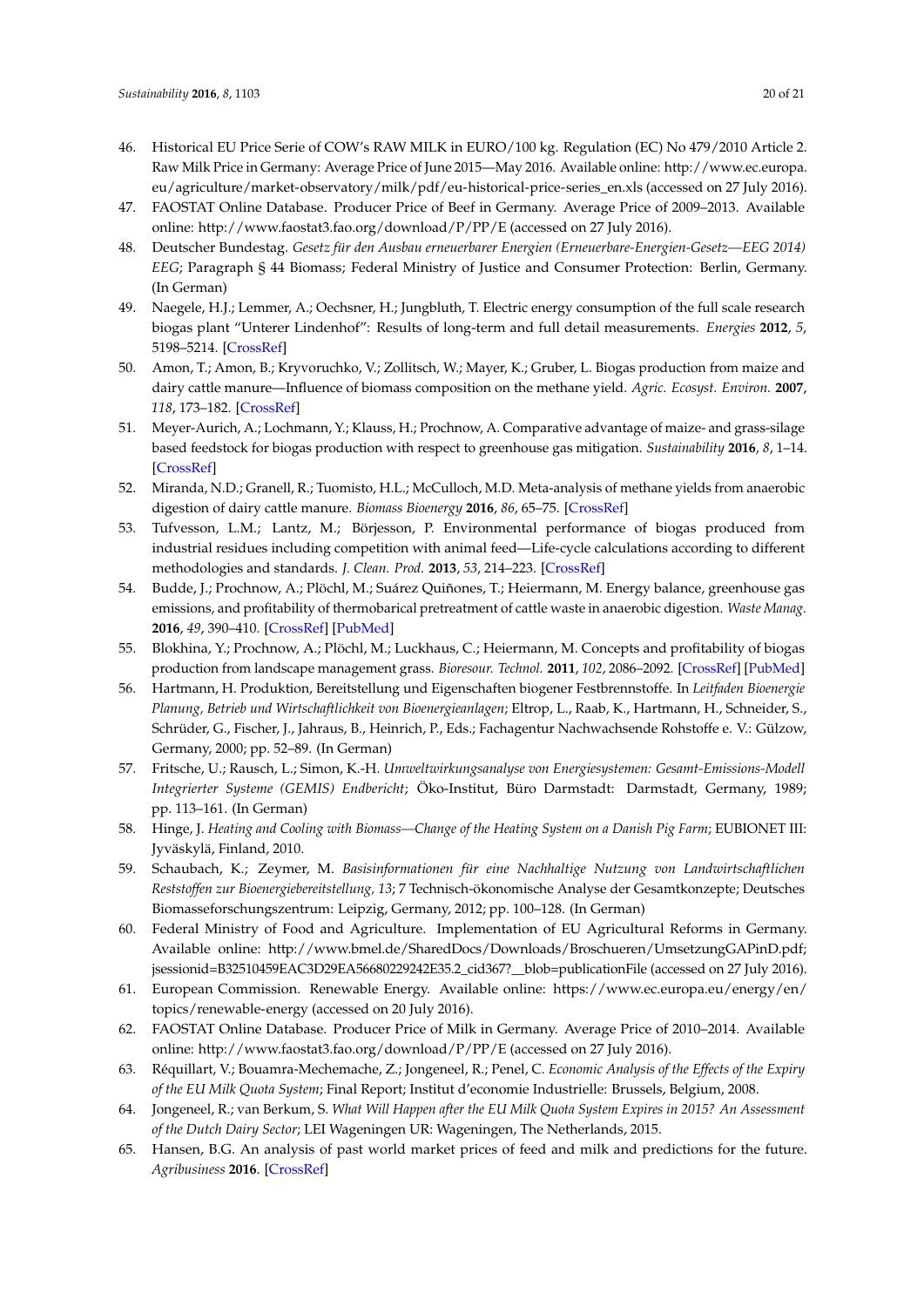46. Historical EU Price Serie of COW's RAW MILK in EURO/100 kg. Regulation (EC) No 479/2010 Article 2. Raw Milk Price in Germany: Average Price of June 2015—May 2016. Available online: http://www.ec.europa.eu/agriculture/market-observatory/milk/pdf/eu-historical-price-series_en.xls (accessed on 27 July 2016).
47. FAOSTAT Online Database. Producer Price of Beef in Germany. Average Price of 2009–2013. Available online: http://www.faostat3.fao.org/download/P/PP/E (accessed on 27 July 2016).
48. Deutscher Bundestag. *Gesetz für den Ausbau erneuerbarer Energien (Erneuerbare-Energien-Gesetz—EEG 2014) EEG*; Paragraph § 44 Biomass; Federal Ministry of Justice and Consumer Protection: Berlin, Germany. (In German)
49. Naegele, H.J.; Lemmer, A.; Oechsner, H.; Jungbluth, T. Electric energy consumption of the full scale research biogas plant "Unterer Lindenhof": Results of long-term and full detail measurements. *Energies* **2012**, *5*, 5198–5214. [CrossRef]
50. Amon, T.; Amon, B.; Kryvoruchko, V.; Zollitsch, W.; Mayer, K.; Gruber, L. Biogas production from maize and dairy cattle manure—Influence of biomass composition on the methane yield. *Agric. Ecosyst. Environ.* **2007**, *118*, 173–182. [CrossRef]
51. Meyer-Aurich, A.; Lochmann, Y.; Klauss, H.; Prochnow, A. Comparative advantage of maize- and grass-silage based feedstock for biogas production with respect to greenhouse gas mitigation. *Sustainability* **2016**, *8*, 1–14. [CrossRef]
52. Miranda, N.D.; Granell, R.; Tuomisto, H.L.; McCulloch, M.D. Meta-analysis of methane yields from anaerobic digestion of dairy cattle manure. *Biomass Bioenergy* **2016**, *86*, 65–75. [CrossRef]
53. Tufvesson, L.M.; Lantz, M.; Börjesson, P. Environmental performance of biogas produced from industrial residues including competition with animal feed—Life-cycle calculations according to different methodologies and standards. *J. Clean. Prod.* **2013**, *53*, 214–223. [CrossRef]
54. Budde, J.; Prochnow, A.; Plöchl, M.; Suárez Quiñones, T.; Heiermann, M. Energy balance, greenhouse gas emissions, and profitability of thermobarical pretreatment of cattle waste in anaerobic digestion. *Waste Manag.* **2016**, *49*, 390–410. [CrossRef] [PubMed]
55. Blokhina, Y.; Prochnow, A.; Plöchl, M.; Luckhaus, C.; Heiermann, M. Concepts and profitability of biogas production from landscape management grass. *Bioresour. Technol.* **2011**, *102*, 2086–2092. [CrossRef] [PubMed]
56. Hartmann, H. Produktion, Bereitstellung und Eigenschaften biogener Festbrennstoffe. In *Leitfaden Bioenergie Planung, Betrieb und Wirtschaftlichkeit von Bioenergieanlagen*; Eltrop, L., Raab, K., Hartmann, H., Schneider, S., Schrüder, G., Fischer, J., Jahraus, B., Heinrich, P., Eds.; Fachagentur Nachwachsende Rohstoffe e. V.: Gülzow, Germany, 2000; pp. 52–89. (In German)
57. Fritsche, U.; Rausch, L.; Simon, K.-H. *Umweltwirkungsanalyse von Energiesystemen: Gesamt-Emissions-Modell Integrierter Systeme (GEMIS) Endbericht*; Öko-Institut, Büro Darmstadt: Darmstadt, Germany, 1989; pp. 113–161. (In German)
58. Hinge, J. *Heating and Cooling with Biomass—Change of the Heating System on a Danish Pig Farm*; EUBIONET III: Jyväskylä, Finland, 2010.
59. Schaubach, K.; Zeymer, M. *Basisinformationen für eine Nachhaltige Nutzung von Landwirtschaftlichen Reststoffen zur Bioenergiebereitstellung, 13*; 7 Technisch-ökonomische Analyse der Gesamtkonzepte; Deutsches Biomasseforschungszentrum: Leipzig, Germany, 2012; pp. 100–128. (In German)
60. Federal Ministry of Food and Agriculture. Implementation of EU Agricultural Reforms in Germany. Available online: http://www.bmel.de/SharedDocs/Downloads/Broschueren/UmsetzungGAPinD.pdf;jsessionid=B32510459EAC3D29EA56680229242E35.2_cid367?__blob=publicationFile (accessed on 27 July 2016).
61. European Commission. Renewable Energy. Available online: https://www.ec.europa.eu/energy/en/topics/renewable-energy (accessed on 20 July 2016).
62. FAOSTAT Online Database. Producer Price of Milk in Germany. Average Price of 2010–2014. Available online: http://www.faostat3.fao.org/download/P/PP/E (accessed on 27 July 2016).
63. Réquillart, V.; Bouamra-Mechemache, Z.; Jongeneel, R.; Penel, C. *Economic Analysis of the Effects of the Expiry of the EU Milk Quota System*; Final Report; Institut d'economie Industrielle: Brussels, Belgium, 2008.
64. Jongeneel, R.; van Berkum, S. *What Will Happen after the EU Milk Quota System Expires in 2015? An Assessment of the Dutch Dairy Sector*; LEI Wageningen UR: Wageningen, The Netherlands, 2015.
65. Hansen, B.G. An analysis of past world market prices of feed and milk and predictions for the future. *Agribusiness* **2016**. [CrossRef]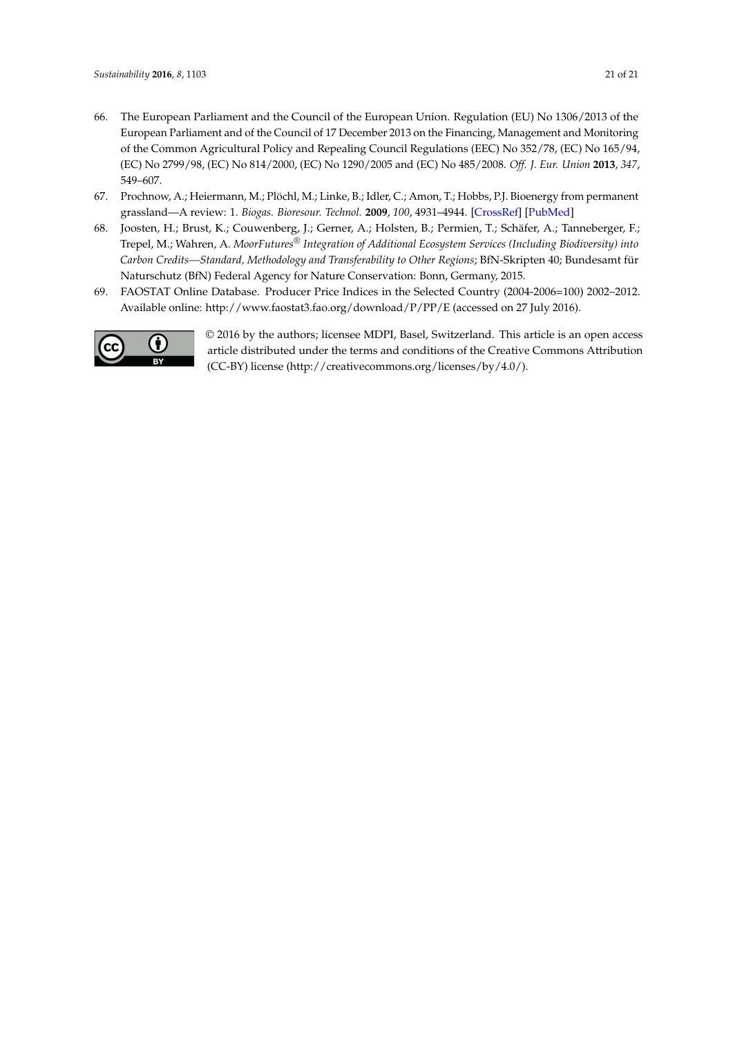66. The European Parliament and the Council of the European Union. Regulation (EU) No 1306/2013 of the European Parliament and of the Council of 17 December 2013 on the Financing, Management and Monitoring of the Common Agricultural Policy and Repealing Council Regulations (EEC) No 352/78, (EC) No 165/94, (EC) No 2799/98, (EC) No 814/2000, (EC) No 1290/2005 and (EC) No 485/2008. *Off. J. Eur. Union* **2013**, *347*, 549–607.
67. Prochnow, A.; Heiermann, M.; Plöchl, M.; Linke, B.; Idler, C.; Amon, T.; Hobbs, P.J. Bioenergy from permanent grassland—A review: 1. *Biogas. Bioresour. Technol.* **2009**, *100*, 4931–4944. [CrossRef] [PubMed]
68. Joosten, H.; Brust, K.; Couwenberg, J.; Gerner, A.; Holsten, B.; Permien, T.; Schäfer, A.; Tanneberger, F.; Trepel, M.; Wahren, A. *MoorFutures® Integration of Additional Ecosystem Services (Including Biodiversity) into Carbon Credits—Standard, Methodology and Transferability to Other Regions*; BfN-Skripten 40; Bundesamt für Naturschutz (BfN) Federal Agency for Nature Conservation: Bonn, Germany, 2015.
69. FAOSTAT Online Database. Producer Price Indices in the Selected Country (2004-2006=100) 2002–2012. Available online: http://www.faostat3.fao.org/download/P/PP/E (accessed on 27 July 2016).

© 2016 by the authors; licensee MDPI, Basel, Switzerland. This article is an open access article distributed under the terms and conditions of the Creative Commons Attribution (CC-BY) license (http://creativecommons.org/licenses/by/4.0/).